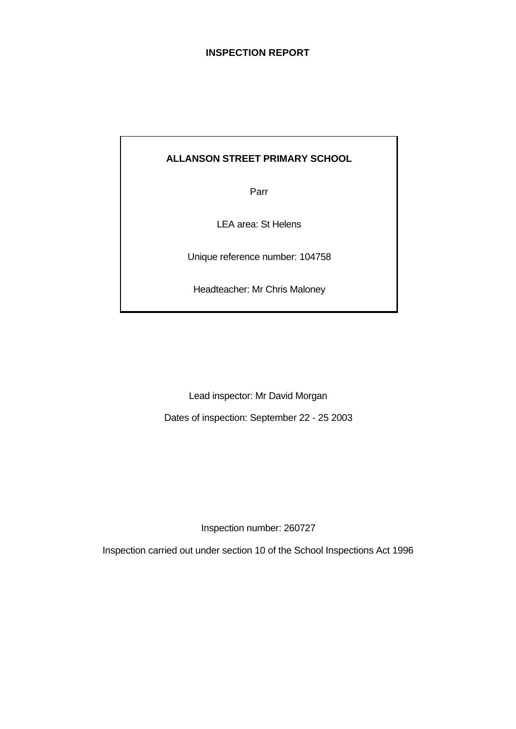# INSPECTION REPORT

**ALLANSON STREET PRIMARY SCHOOL**

Parr

LEA area: St Helens

Unique reference number: 104758

Headteacher: Mr Chris Maloney

Lead inspector: Mr David Morgan

Dates of inspection: September 22 - 25 2003

Inspection number: 260727

Inspection carried out under section 10 of the School Inspections Act 1996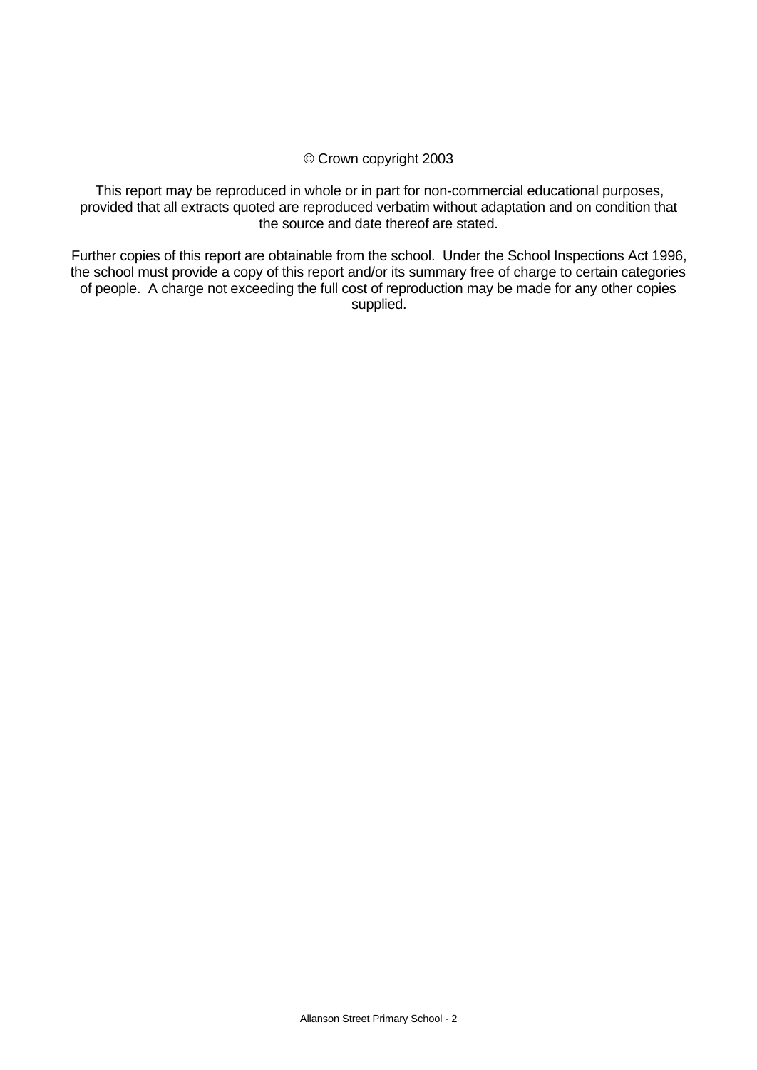© Crown copyright 2003

This report may be reproduced in whole or in part for non-commercial educational purposes, provided that all extracts quoted are reproduced verbatim without adaptation and on condition that the source and date thereof are stated.

Further copies of this report are obtainable from the school. Under the School Inspections Act 1996, the school must provide a copy of this report and/or its summary free of charge to certain categories of people. A charge not exceeding the full cost of reproduction may be made for any other copies supplied.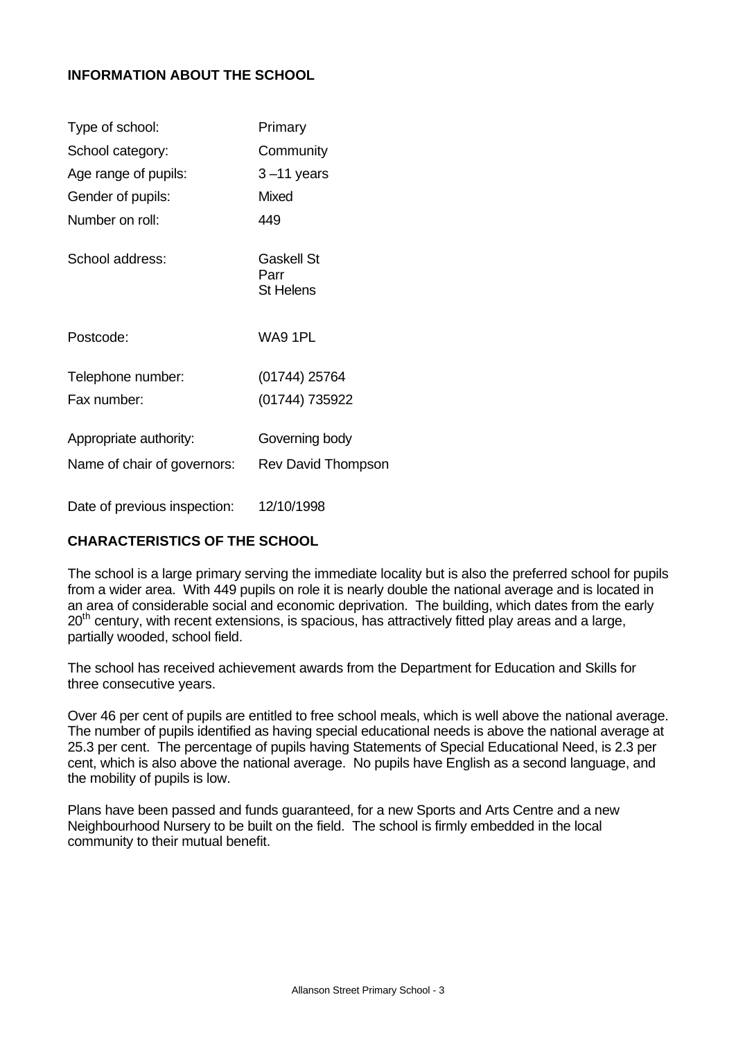## INFORMATION ABOUT THE SCHOOL

| | |
|---|---|
| Type of school: | Primary |
| School category: | Community |
| Age range of pupils: | 3 –11 years |
| Gender of pupils: | Mixed |
| Number on roll: | 449 |
| School address: | Gaskell St<br>Parr<br>St Helens |
| Postcode: | WA9 1PL |
| Telephone number: | (01744) 25764 |
| Fax number: | (01744) 735922 |
| Appropriate authority: | Governing body |
| Name of chair of governors: | Rev David Thompson |
| Date of previous inspection: | 12/10/1998 |

## CHARACTERISTICS OF THE SCHOOL

The school is a large primary serving the immediate locality but is also the preferred school for pupils from a wider area. With 449 pupils on role it is nearly double the national average and is located in an area of considerable social and economic deprivation. The building, which dates from the early 20th century, with recent extensions, is spacious, has attractively fitted play areas and a large, partially wooded, school field.

The school has received achievement awards from the Department for Education and Skills for three consecutive years.

Over 46 per cent of pupils are entitled to free school meals, which is well above the national average. The number of pupils identified as having special educational needs is above the national average at 25.3 per cent. The percentage of pupils having Statements of Special Educational Need, is 2.3 per cent, which is also above the national average. No pupils have English as a second language, and the mobility of pupils is low.

Plans have been passed and funds guaranteed, for a new Sports and Arts Centre and a new Neighbourhood Nursery to be built on the field. The school is firmly embedded in the local community to their mutual benefit.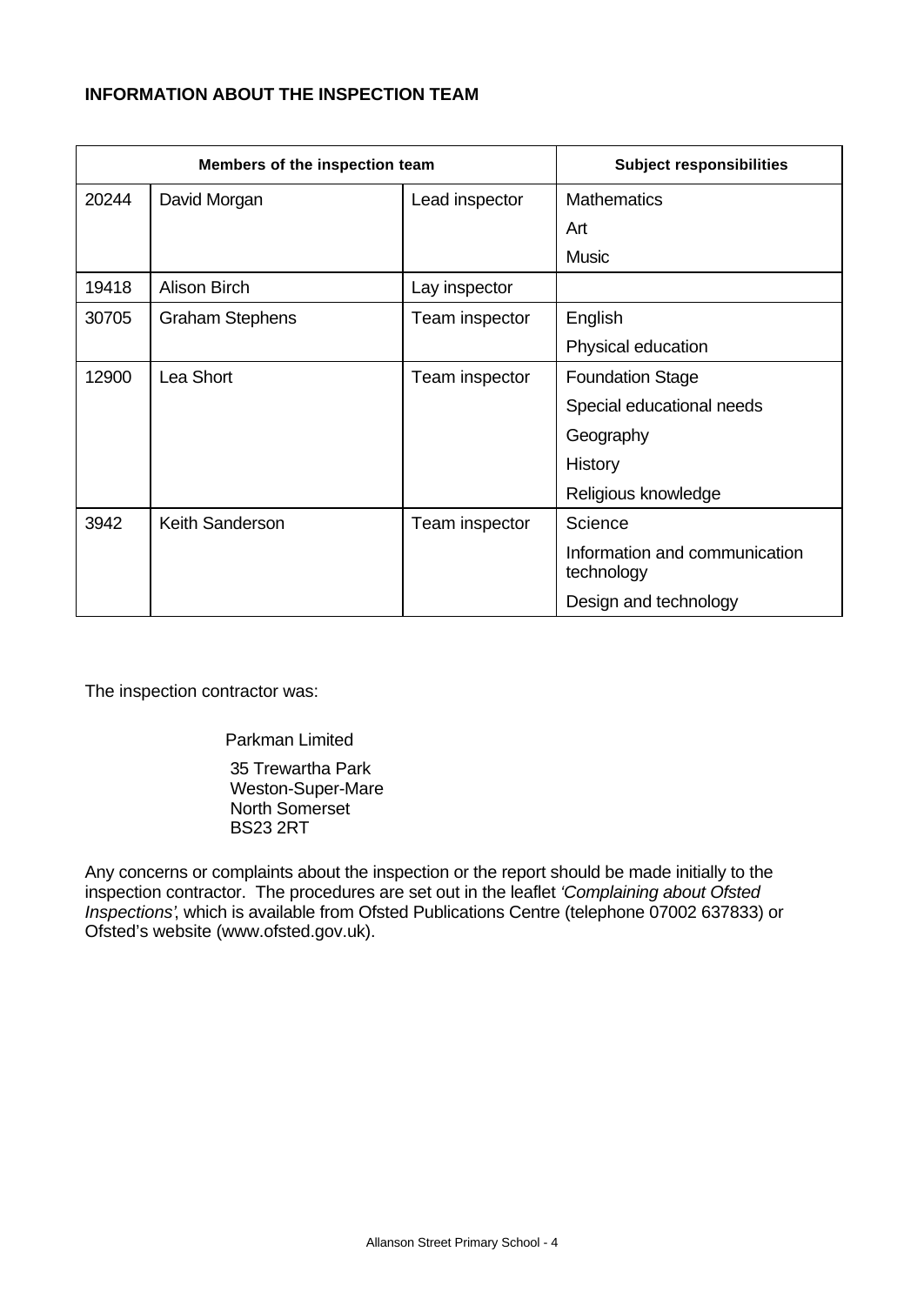**INFORMATION ABOUT THE INSPECTION TEAM**

| Members of the inspection team | | | Subject responsibilities |
|---|---|---|---|
| 20244 | David Morgan | Lead inspector | Mathematics<br>Art<br>Music |
| 19418 | Alison Birch | Lay inspector | |
| 30705 | Graham Stephens | Team inspector | English<br>Physical education |
| 12900 | Lea Short | Team inspector | Foundation Stage<br>Special educational needs<br>Geography<br>History<br>Religious knowledge |
| 3942 | Keith Sanderson | Team inspector | Science<br>Information and communication technology<br>Design and technology |

The inspection contractor was:

Parkman Limited

35 Trewartha Park
Weston-Super-Mare
North Somerset
BS23 2RT

Any concerns or complaints about the inspection or the report should be made initially to the inspection contractor. The procedures are set out in the leaflet *'Complaining about Ofsted Inspections'*, which is available from Ofsted Publications Centre (telephone 07002 637833) or Ofsted's website (www.ofsted.gov.uk).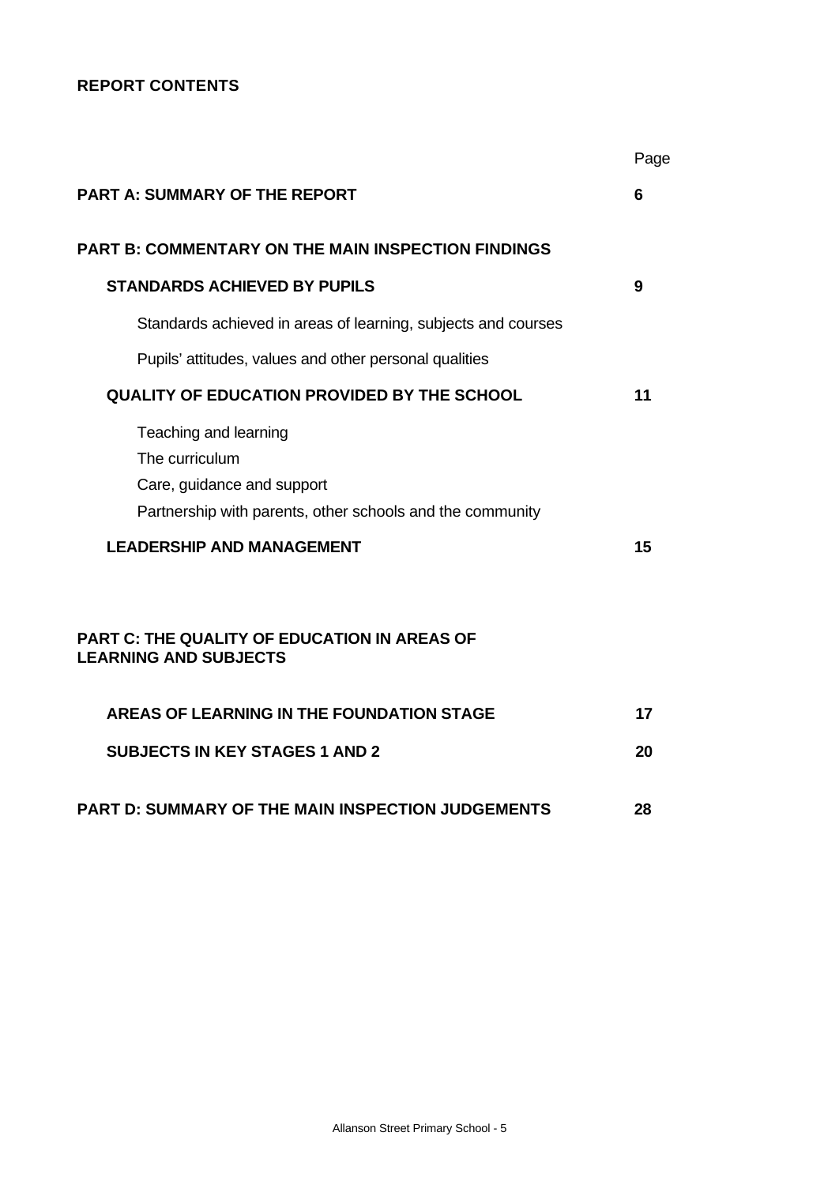**REPORT CONTENTS**

| | Page |
|---|---|
| **PART A: SUMMARY OF THE REPORT** | **6** |
| **PART B: COMMENTARY ON THE MAIN INSPECTION FINDINGS** | |
| **STANDARDS ACHIEVED BY PUPILS** | **9** |
| Standards achieved in areas of learning, subjects and courses | |
| Pupils' attitudes, values and other personal qualities | |
| **QUALITY OF EDUCATION PROVIDED BY THE SCHOOL** | **11** |
| Teaching and learning | |
| The curriculum | |
| Care, guidance and support | |
| Partnership with parents, other schools and the community | |
| **LEADERSHIP AND MANAGEMENT** | **15** |
| **PART C: THE QUALITY OF EDUCATION IN AREAS OF LEARNING AND SUBJECTS** | |
| **AREAS OF LEARNING IN THE FOUNDATION STAGE** | **17** |
| **SUBJECTS IN KEY STAGES 1 AND 2** | **20** |
| **PART D: SUMMARY OF THE MAIN INSPECTION JUDGEMENTS** | **28** |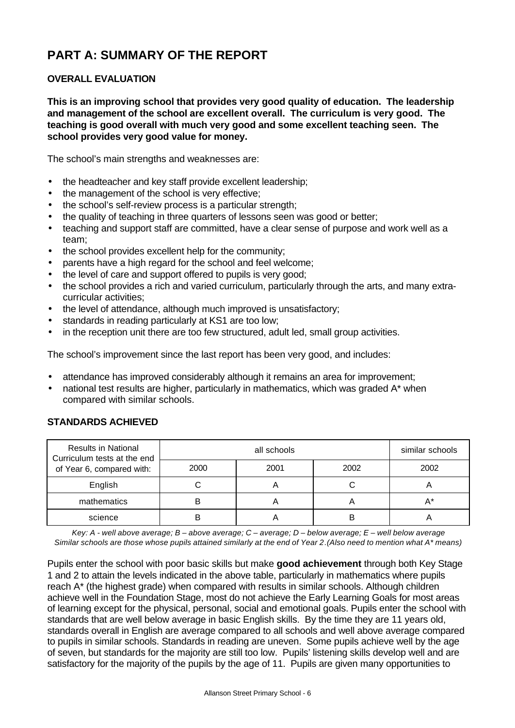# PART A: SUMMARY OF THE REPORT

## OVERALL EVALUATION

**This is an improving school that provides very good quality of education. The leadership and management of the school are excellent overall. The curriculum is very good. The teaching is good overall with much very good and some excellent teaching seen. The school provides very good value for money.**

The school's main strengths and weaknesses are:

- the headteacher and key staff provide excellent leadership;
- the management of the school is very effective;
- the school's self-review process is a particular strength;
- the quality of teaching in three quarters of lessons seen was good or better;
- teaching and support staff are committed, have a clear sense of purpose and work well as a team;
- the school provides excellent help for the community;
- parents have a high regard for the school and feel welcome;
- the level of care and support offered to pupils is very good;
- the school provides a rich and varied curriculum, particularly through the arts, and many extra-curricular activities;
- the level of attendance, although much improved is unsatisfactory;
- standards in reading particularly at KS1 are too low;
- in the reception unit there are too few structured, adult led, small group activities.

The school's improvement since the last report has been very good, and includes:

- attendance has improved considerably although it remains an area for improvement;
- national test results are higher, particularly in mathematics, which was graded A* when compared with similar schools.

## STANDARDS ACHIEVED

| Results in National Curriculum tests at the end of Year 6, compared with: | all schools | | | similar schools |
|---|---|---|---|---|
| | 2000 | 2001 | 2002 | 2002 |
| English | C | A | C | A |
| mathematics | B | A | A | A* |
| science | B | A | B | A |

*Key: A - well above average; B – above average; C – average; D – below average; E – well below average*
*Similar schools are those whose pupils attained similarly at the end of Year 2.(Also need to mention what A* means)*

Pupils enter the school with poor basic skills but make **good achievement** through both Key Stage 1 and 2 to attain the levels indicated in the above table, particularly in mathematics where pupils reach A* (the highest grade) when compared with results in similar schools. Although children achieve well in the Foundation Stage, most do not achieve the Early Learning Goals for most areas of learning except for the physical, personal, social and emotional goals. Pupils enter the school with standards that are well below average in basic English skills. By the time they are 11 years old, standards overall in English are average compared to all schools and well above average compared to pupils in similar schools. Standards in reading are uneven. Some pupils achieve well by the age of seven, but standards for the majority are still too low. Pupils' listening skills develop well and are satisfactory for the majority of the pupils by the age of 11. Pupils are given many opportunities to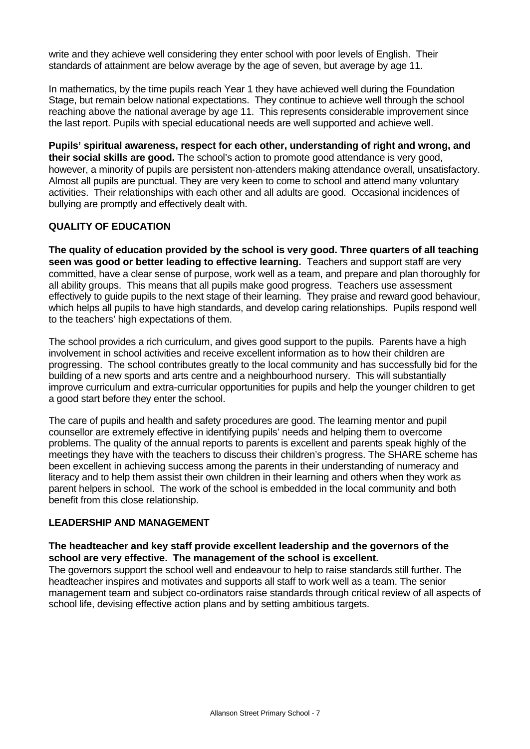write and they achieve well considering they enter school with poor levels of English. Their standards of attainment are below average by the age of seven, but average by age 11.

In mathematics, by the time pupils reach Year 1 they have achieved well during the Foundation Stage, but remain below national expectations. They continue to achieve well through the school reaching above the national average by age 11. This represents considerable improvement since the last report. Pupils with special educational needs are well supported and achieve well.

**Pupils' spiritual awareness, respect for each other, understanding of right and wrong, and their social skills are good.** The school's action to promote good attendance is very good, however, a minority of pupils are persistent non-attenders making attendance overall, unsatisfactory. Almost all pupils are punctual. They are very keen to come to school and attend many voluntary activities. Their relationships with each other and all adults are good. Occasional incidences of bullying are promptly and effectively dealt with.

## QUALITY OF EDUCATION

**The quality of education provided by the school is very good. Three quarters of all teaching seen was good or better leading to effective learning.** Teachers and support staff are very committed, have a clear sense of purpose, work well as a team, and prepare and plan thoroughly for all ability groups. This means that all pupils make good progress. Teachers use assessment effectively to guide pupils to the next stage of their learning. They praise and reward good behaviour, which helps all pupils to have high standards, and develop caring relationships. Pupils respond well to the teachers' high expectations of them.

The school provides a rich curriculum, and gives good support to the pupils. Parents have a high involvement in school activities and receive excellent information as to how their children are progressing. The school contributes greatly to the local community and has successfully bid for the building of a new sports and arts centre and a neighbourhood nursery. This will substantially improve curriculum and extra-curricular opportunities for pupils and help the younger children to get a good start before they enter the school.

The care of pupils and health and safety procedures are good. The learning mentor and pupil counsellor are extremely effective in identifying pupils' needs and helping them to overcome problems. The quality of the annual reports to parents is excellent and parents speak highly of the meetings they have with the teachers to discuss their children's progress. The SHARE scheme has been excellent in achieving success among the parents in their understanding of numeracy and literacy and to help them assist their own children in their learning and others when they work as parent helpers in school. The work of the school is embedded in the local community and both benefit from this close relationship.

## LEADERSHIP AND MANAGEMENT

**The headteacher and key staff provide excellent leadership and the governors of the school are very effective. The management of the school is excellent.**

The governors support the school well and endeavour to help to raise standards still further. The headteacher inspires and motivates and supports all staff to work well as a team. The senior management team and subject co-ordinators raise standards through critical review of all aspects of school life, devising effective action plans and by setting ambitious targets.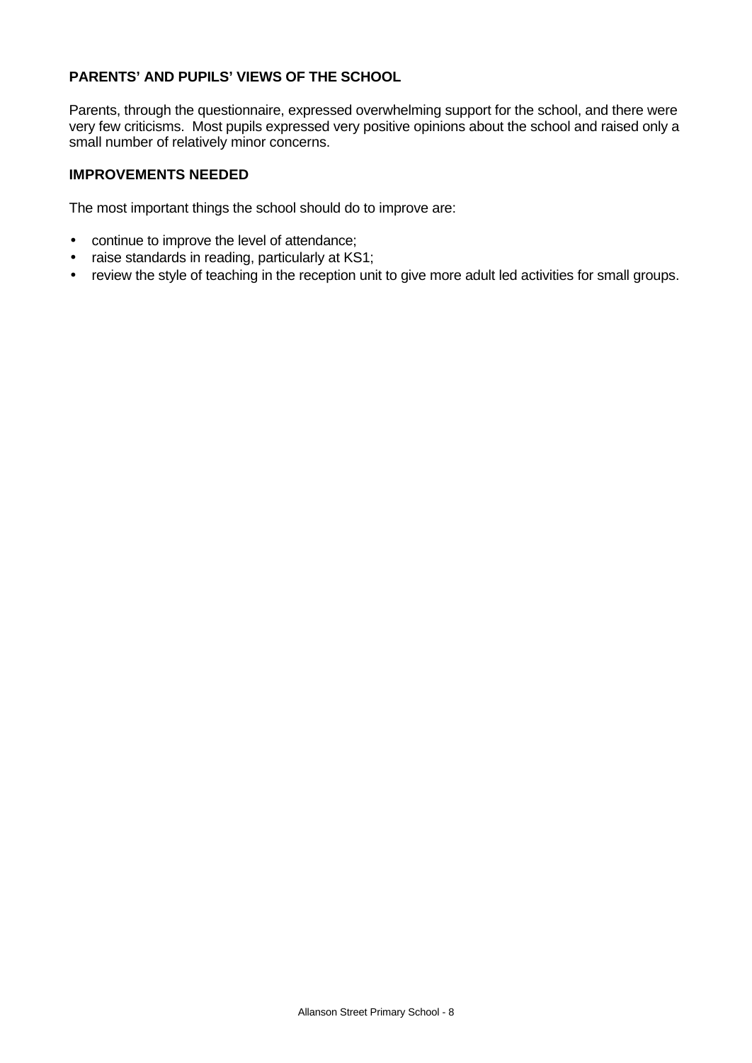### PARENTS' AND PUPILS' VIEWS OF THE SCHOOL

Parents, through the questionnaire, expressed overwhelming support for the school, and there were very few criticisms. Most pupils expressed very positive opinions about the school and raised only a small number of relatively minor concerns.

### IMPROVEMENTS NEEDED

The most important things the school should do to improve are:

- continue to improve the level of attendance;
- raise standards in reading, particularly at KS1;
- review the style of teaching in the reception unit to give more adult led activities for small groups.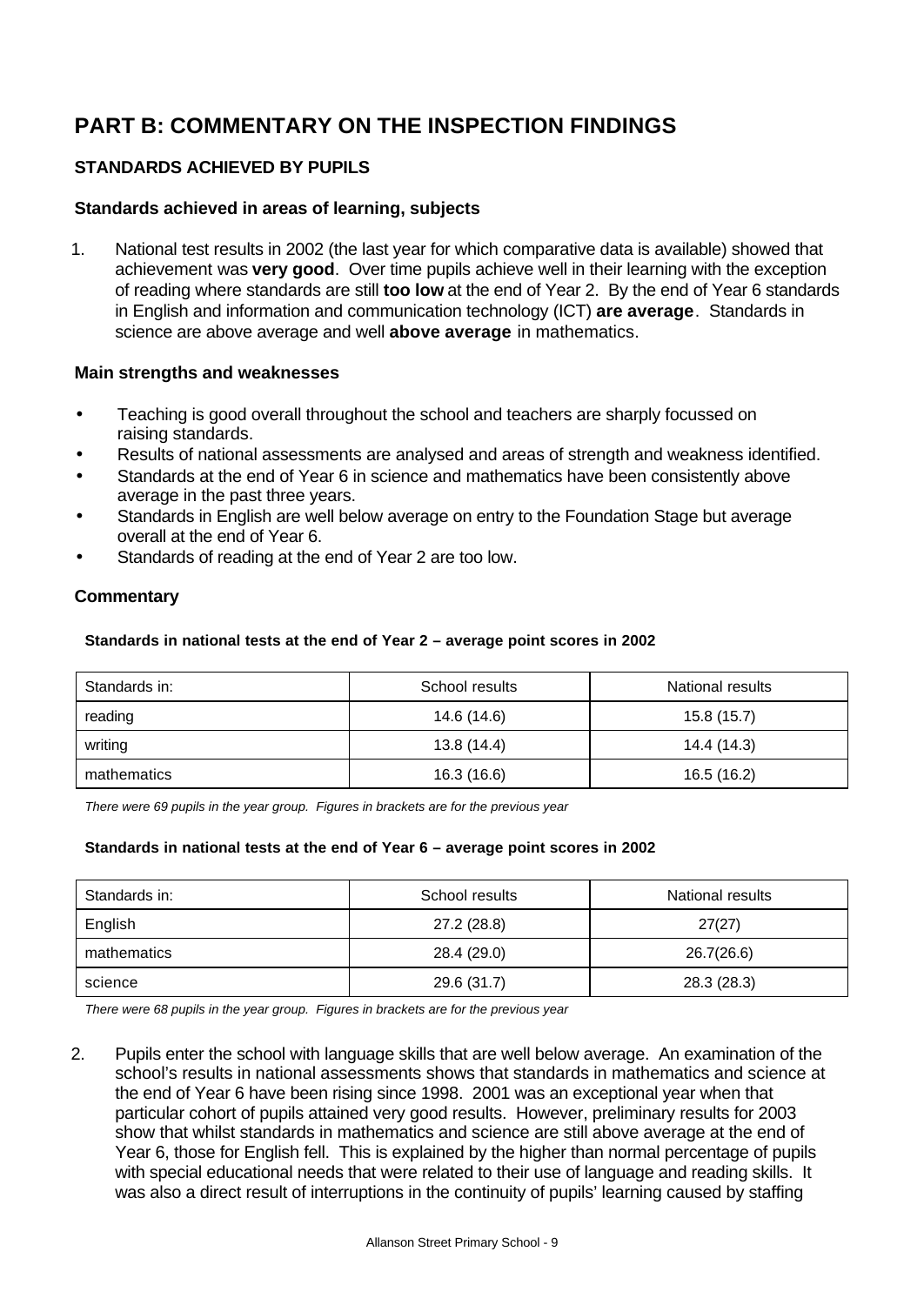# PART B: COMMENTARY ON THE INSPECTION FINDINGS

## STANDARDS ACHIEVED BY PUPILS

### Standards achieved in areas of learning, subjects

1. National test results in 2002 (the last year for which comparative data is available) showed that achievement was **very good**. Over time pupils achieve well in their learning with the exception of reading where standards are still **too low** at the end of Year 2. By the end of Year 6 standards in English and information and communication technology (ICT) **are average**. Standards in science are above average and well **above average** in mathematics.

### Main strengths and weaknesses

- Teaching is good overall throughout the school and teachers are sharply focussed on raising standards.
- Results of national assessments are analysed and areas of strength and weakness identified.
- Standards at the end of Year 6 in science and mathematics have been consistently above average in the past three years.
- Standards in English are well below average on entry to the Foundation Stage but average overall at the end of Year 6.
- Standards of reading at the end of Year 2 are too low.

### Commentary

**Standards in national tests at the end of Year 2 – average point scores in 2002**

| Standards in: | School results | National results |
|---|---|---|
| reading | 14.6 (14.6) | 15.8 (15.7) |
| writing | 13.8 (14.4) | 14.4 (14.3) |
| mathematics | 16.3 (16.6) | 16.5 (16.2) |

*There were 69 pupils in the year group. Figures in brackets are for the previous year*

**Standards in national tests at the end of Year 6 – average point scores in 2002**

| Standards in: | School results | National results |
|---|---|---|
| English | 27.2 (28.8) | 27(27) |
| mathematics | 28.4 (29.0) | 26.7(26.6) |
| science | 29.6 (31.7) | 28.3 (28.3) |

*There were 68 pupils in the year group. Figures in brackets are for the previous year*

2. Pupils enter the school with language skills that are well below average. An examination of the school's results in national assessments shows that standards in mathematics and science at the end of Year 6 have been rising since 1998. 2001 was an exceptional year when that particular cohort of pupils attained very good results. However, preliminary results for 2003 show that whilst standards in mathematics and science are still above average at the end of Year 6, those for English fell. This is explained by the higher than normal percentage of pupils with special educational needs that were related to their use of language and reading skills. It was also a direct result of interruptions in the continuity of pupils' learning caused by staffing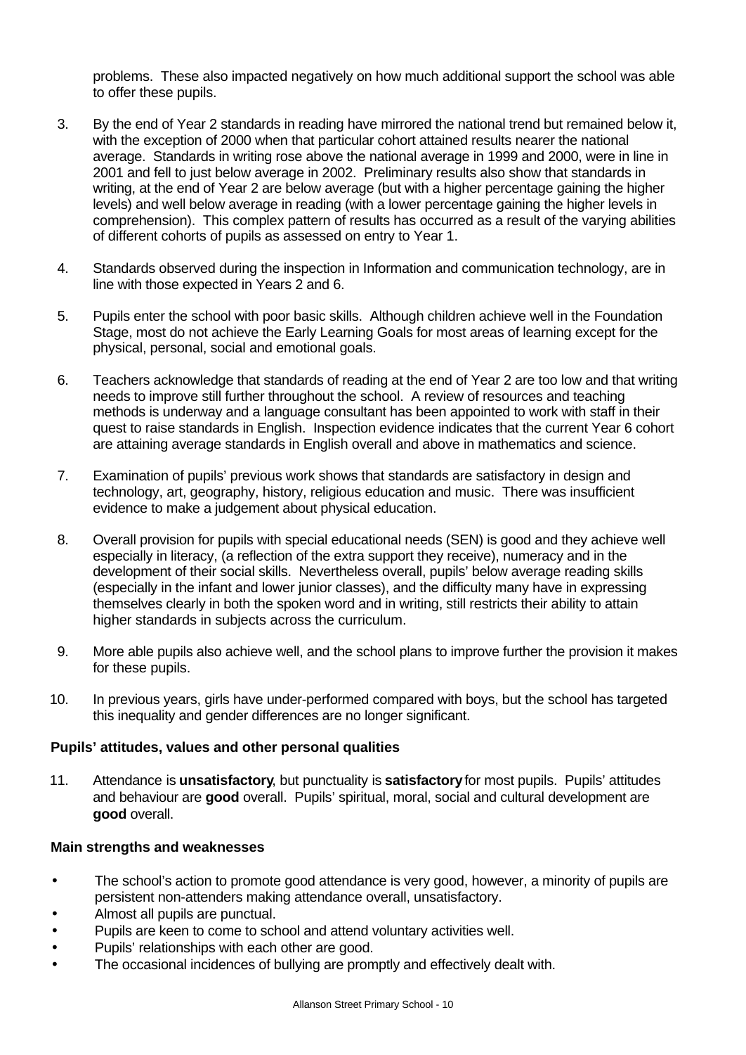problems. These also impacted negatively on how much additional support the school was able to offer these pupils.

3. By the end of Year 2 standards in reading have mirrored the national trend but remained below it, with the exception of 2000 when that particular cohort attained results nearer the national average. Standards in writing rose above the national average in 1999 and 2000, were in line in 2001 and fell to just below average in 2002. Preliminary results also show that standards in writing, at the end of Year 2 are below average (but with a higher percentage gaining the higher levels) and well below average in reading (with a lower percentage gaining the higher levels in comprehension). This complex pattern of results has occurred as a result of the varying abilities of different cohorts of pupils as assessed on entry to Year 1.

4. Standards observed during the inspection in Information and communication technology, are in line with those expected in Years 2 and 6.

5. Pupils enter the school with poor basic skills. Although children achieve well in the Foundation Stage, most do not achieve the Early Learning Goals for most areas of learning except for the physical, personal, social and emotional goals.

6. Teachers acknowledge that standards of reading at the end of Year 2 are too low and that writing needs to improve still further throughout the school. A review of resources and teaching methods is underway and a language consultant has been appointed to work with staff in their quest to raise standards in English. Inspection evidence indicates that the current Year 6 cohort are attaining average standards in English overall and above in mathematics and science.

7. Examination of pupils' previous work shows that standards are satisfactory in design and technology, art, geography, history, religious education and music. There was insufficient evidence to make a judgement about physical education.

8. Overall provision for pupils with special educational needs (SEN) is good and they achieve well especially in literacy, (a reflection of the extra support they receive), numeracy and in the development of their social skills. Nevertheless overall, pupils' below average reading skills (especially in the infant and lower junior classes), and the difficulty many have in expressing themselves clearly in both the spoken word and in writing, still restricts their ability to attain higher standards in subjects across the curriculum.

9. More able pupils also achieve well, and the school plans to improve further the provision it makes for these pupils.

10. In previous years, girls have under-performed compared with boys, but the school has targeted this inequality and gender differences are no longer significant.

**Pupils' attitudes, values and other personal qualities**

11. Attendance is **unsatisfactory**, but punctuality is **satisfactory** for most pupils. Pupils' attitudes and behaviour are **good** overall. Pupils' spiritual, moral, social and cultural development are **good** overall.

**Main strengths and weaknesses**

- The school's action to promote good attendance is very good, however, a minority of pupils are persistent non-attenders making attendance overall, unsatisfactory.
- Almost all pupils are punctual.
- Pupils are keen to come to school and attend voluntary activities well.
- Pupils' relationships with each other are good.
- The occasional incidences of bullying are promptly and effectively dealt with.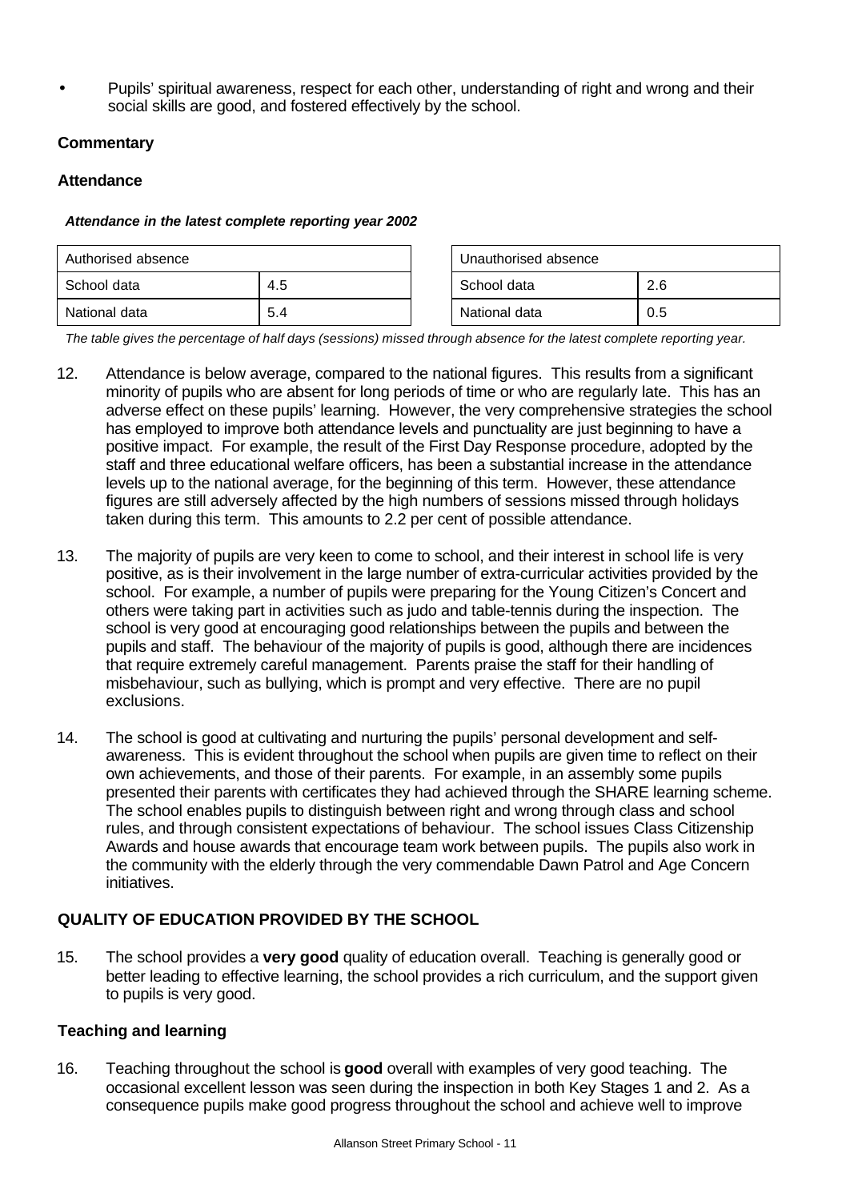- Pupils' spiritual awareness, respect for each other, understanding of right and wrong and their social skills are good, and fostered effectively by the school.

### Commentary

### Attendance

***Attendance in the latest complete reporting year 2002***

| Authorised absence | |
|---|---|
| School data | 4.5 |
| National data | 5.4 |

| Unauthorised absence | |
|---|---|
| School data | 2.6 |
| National data | 0.5 |

*The table gives the percentage of half days (sessions) missed through absence for the latest complete reporting year.*

12. Attendance is below average, compared to the national figures. This results from a significant minority of pupils who are absent for long periods of time or who are regularly late. This has an adverse effect on these pupils' learning. However, the very comprehensive strategies the school has employed to improve both attendance levels and punctuality are just beginning to have a positive impact. For example, the result of the First Day Response procedure, adopted by the staff and three educational welfare officers, has been a substantial increase in the attendance levels up to the national average, for the beginning of this term. However, these attendance figures are still adversely affected by the high numbers of sessions missed through holidays taken during this term. This amounts to 2.2 per cent of possible attendance.

13. The majority of pupils are very keen to come to school, and their interest in school life is very positive, as is their involvement in the large number of extra-curricular activities provided by the school. For example, a number of pupils were preparing for the Young Citizen's Concert and others were taking part in activities such as judo and table-tennis during the inspection. The school is very good at encouraging good relationships between the pupils and between the pupils and staff. The behaviour of the majority of pupils is good, although there are incidences that require extremely careful management. Parents praise the staff for their handling of misbehaviour, such as bullying, which is prompt and very effective. There are no pupil exclusions.

14. The school is good at cultivating and nurturing the pupils' personal development and self-awareness. This is evident throughout the school when pupils are given time to reflect on their own achievements, and those of their parents. For example, in an assembly some pupils presented their parents with certificates they had achieved through the SHARE learning scheme. The school enables pupils to distinguish between right and wrong through class and school rules, and through consistent expectations of behaviour. The school issues Class Citizenship Awards and house awards that encourage team work between pupils. The pupils also work in the community with the elderly through the very commendable Dawn Patrol and Age Concern initiatives.

## QUALITY OF EDUCATION PROVIDED BY THE SCHOOL

15. The school provides a **very good** quality of education overall. Teaching is generally good or better leading to effective learning, the school provides a rich curriculum, and the support given to pupils is very good.

### Teaching and learning

16. Teaching throughout the school is **good** overall with examples of very good teaching. The occasional excellent lesson was seen during the inspection in both Key Stages 1 and 2. As a consequence pupils make good progress throughout the school and achieve well to improve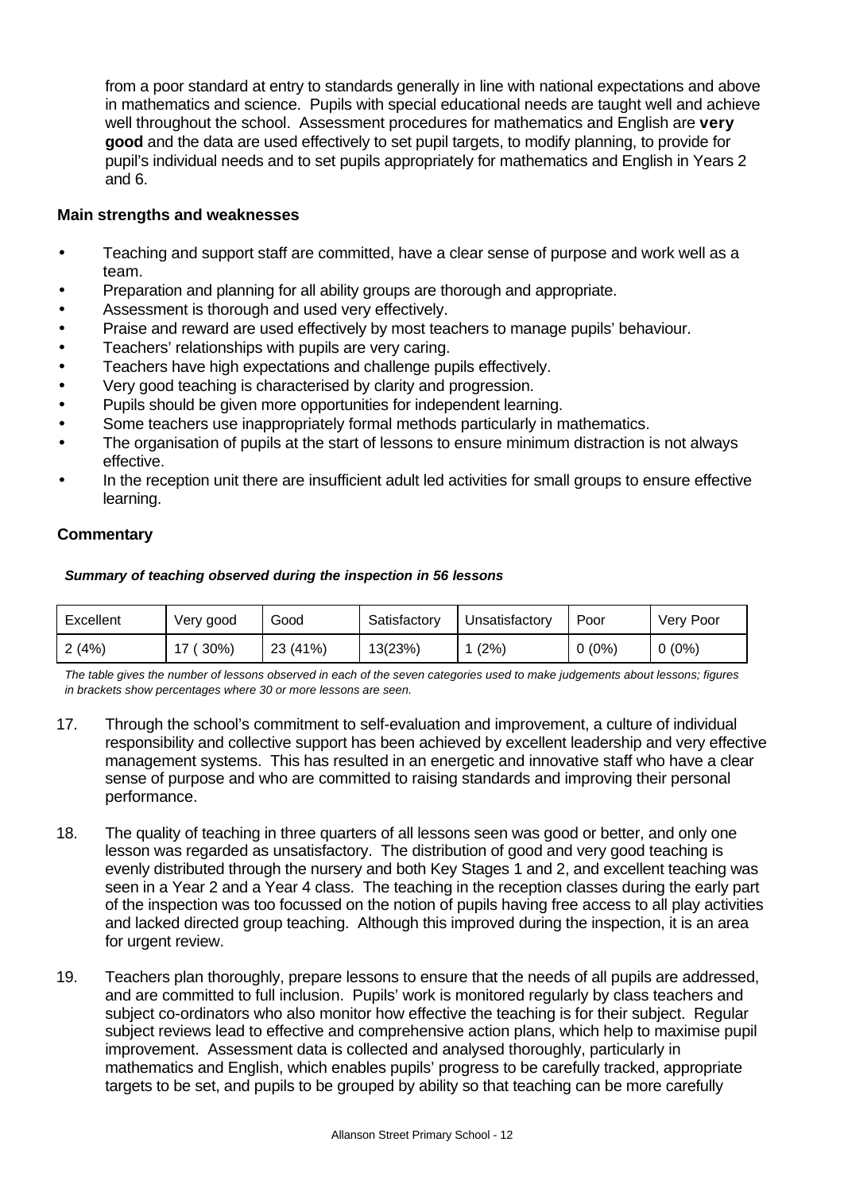from a poor standard at entry to standards generally in line with national expectations and above in mathematics and science. Pupils with special educational needs are taught well and achieve well throughout the school. Assessment procedures for mathematics and English are **very good** and the data are used effectively to set pupil targets, to modify planning, to provide for pupil's individual needs and to set pupils appropriately for mathematics and English in Years 2 and 6.

**Main strengths and weaknesses**

- Teaching and support staff are committed, have a clear sense of purpose and work well as a team.
- Preparation and planning for all ability groups are thorough and appropriate.
- Assessment is thorough and used very effectively.
- Praise and reward are used effectively by most teachers to manage pupils' behaviour.
- Teachers' relationships with pupils are very caring.
- Teachers have high expectations and challenge pupils effectively.
- Very good teaching is characterised by clarity and progression.
- Pupils should be given more opportunities for independent learning.
- Some teachers use inappropriately formal methods particularly in mathematics.
- The organisation of pupils at the start of lessons to ensure minimum distraction is not always effective.
- In the reception unit there are insufficient adult led activities for small groups to ensure effective learning.

**Commentary**

***Summary of teaching observed during the inspection in 56 lessons***

| Excellent | Very good | Good | Satisfactory | Unsatisfactory | Poor | Very Poor |
|---|---|---|---|---|---|---|
| 2 (4%) | 17 ( 30%) | 23 (41%) | 13(23%) | 1 (2%) | 0 (0%) | 0 (0%) |

*The table gives the number of lessons observed in each of the seven categories used to make judgements about lessons; figures in brackets show percentages where 30 or more lessons are seen.*

17. Through the school's commitment to self-evaluation and improvement, a culture of individual responsibility and collective support has been achieved by excellent leadership and very effective management systems. This has resulted in an energetic and innovative staff who have a clear sense of purpose and who are committed to raising standards and improving their personal performance.

18. The quality of teaching in three quarters of all lessons seen was good or better, and only one lesson was regarded as unsatisfactory. The distribution of good and very good teaching is evenly distributed through the nursery and both Key Stages 1 and 2, and excellent teaching was seen in a Year 2 and a Year 4 class. The teaching in the reception classes during the early part of the inspection was too focussed on the notion of pupils having free access to all play activities and lacked directed group teaching. Although this improved during the inspection, it is an area for urgent review.

19. Teachers plan thoroughly, prepare lessons to ensure that the needs of all pupils are addressed, and are committed to full inclusion. Pupils' work is monitored regularly by class teachers and subject co-ordinators who also monitor how effective the teaching is for their subject. Regular subject reviews lead to effective and comprehensive action plans, which help to maximise pupil improvement. Assessment data is collected and analysed thoroughly, particularly in mathematics and English, which enables pupils' progress to be carefully tracked, appropriate targets to be set, and pupils to be grouped by ability so that teaching can be more carefully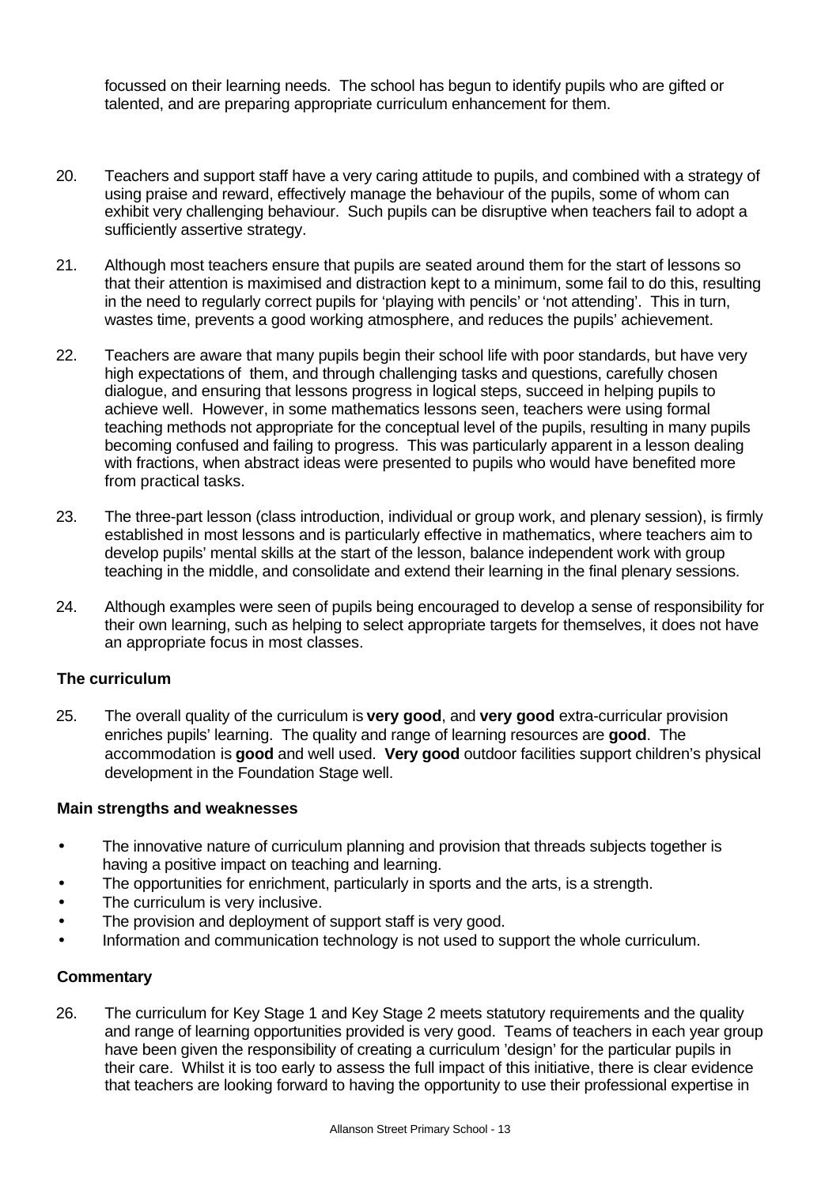focussed on their learning needs. The school has begun to identify pupils who are gifted or talented, and are preparing appropriate curriculum enhancement for them.

20. Teachers and support staff have a very caring attitude to pupils, and combined with a strategy of using praise and reward, effectively manage the behaviour of the pupils, some of whom can exhibit very challenging behaviour. Such pupils can be disruptive when teachers fail to adopt a sufficiently assertive strategy.

21. Although most teachers ensure that pupils are seated around them for the start of lessons so that their attention is maximised and distraction kept to a minimum, some fail to do this, resulting in the need to regularly correct pupils for 'playing with pencils' or 'not attending'. This in turn, wastes time, prevents a good working atmosphere, and reduces the pupils' achievement.

22. Teachers are aware that many pupils begin their school life with poor standards, but have very high expectations of them, and through challenging tasks and questions, carefully chosen dialogue, and ensuring that lessons progress in logical steps, succeed in helping pupils to achieve well. However, in some mathematics lessons seen, teachers were using formal teaching methods not appropriate for the conceptual level of the pupils, resulting in many pupils becoming confused and failing to progress. This was particularly apparent in a lesson dealing with fractions, when abstract ideas were presented to pupils who would have benefited more from practical tasks.

23. The three-part lesson (class introduction, individual or group work, and plenary session), is firmly established in most lessons and is particularly effective in mathematics, where teachers aim to develop pupils' mental skills at the start of the lesson, balance independent work with group teaching in the middle, and consolidate and extend their learning in the final plenary sessions.

24. Although examples were seen of pupils being encouraged to develop a sense of responsibility for their own learning, such as helping to select appropriate targets for themselves, it does not have an appropriate focus in most classes.

### The curriculum

25. The overall quality of the curriculum is **very good**, and **very good** extra-curricular provision enriches pupils' learning. The quality and range of learning resources are **good**. The accommodation is **good** and well used. **Very good** outdoor facilities support children's physical development in the Foundation Stage well.

#### Main strengths and weaknesses

- The innovative nature of curriculum planning and provision that threads subjects together is having a positive impact on teaching and learning.
- The opportunities for enrichment, particularly in sports and the arts, is a strength.
- The curriculum is very inclusive.
- The provision and deployment of support staff is very good.
- Information and communication technology is not used to support the whole curriculum.

#### Commentary

26. The curriculum for Key Stage 1 and Key Stage 2 meets statutory requirements and the quality and range of learning opportunities provided is very good. Teams of teachers in each year group have been given the responsibility of creating a curriculum 'design' for the particular pupils in their care. Whilst it is too early to assess the full impact of this initiative, there is clear evidence that teachers are looking forward to having the opportunity to use their professional expertise in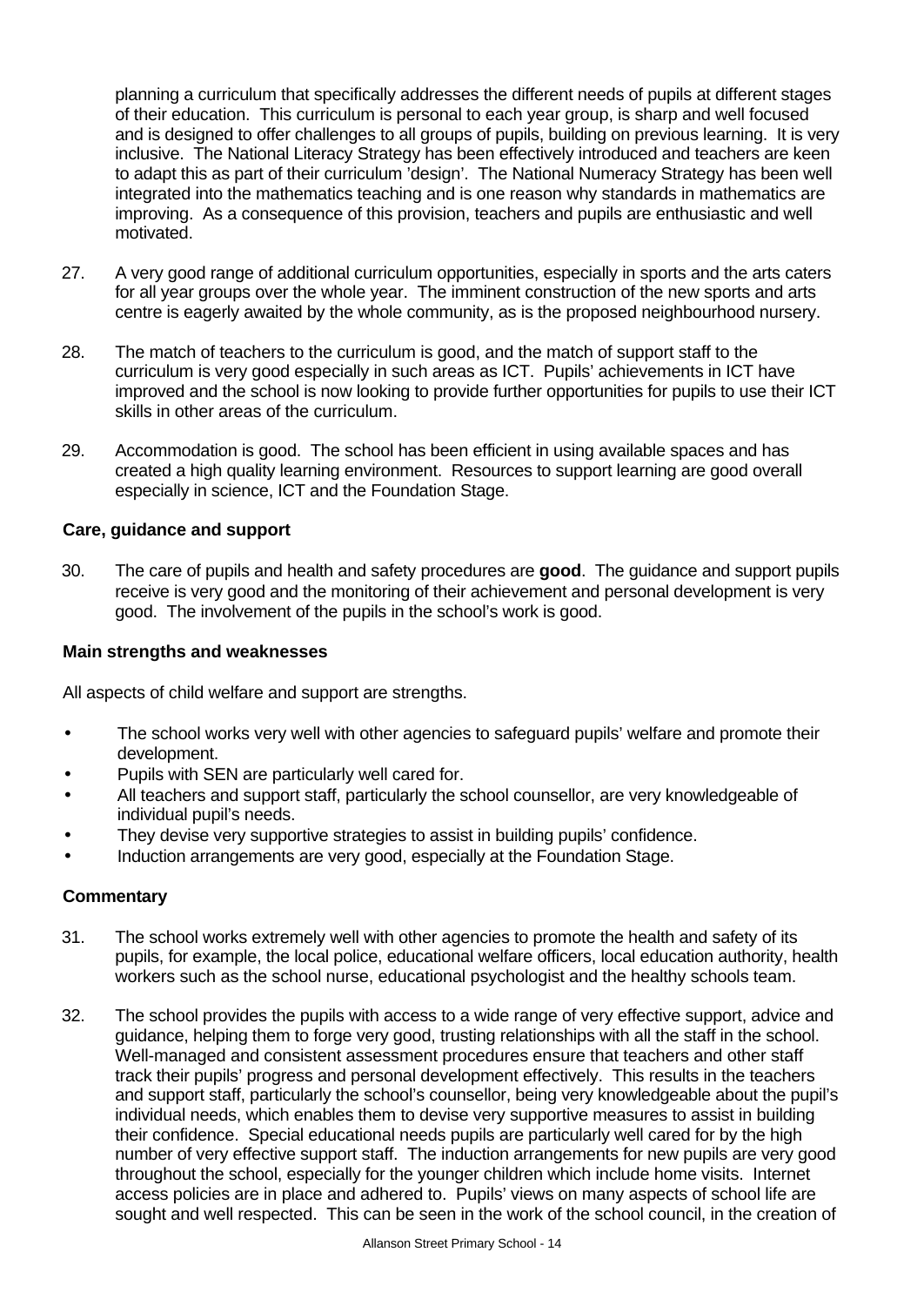planning a curriculum that specifically addresses the different needs of pupils at different stages of their education. This curriculum is personal to each year group, is sharp and well focused and is designed to offer challenges to all groups of pupils, building on previous learning. It is very inclusive. The National Literacy Strategy has been effectively introduced and teachers are keen to adapt this as part of their curriculum 'design'. The National Numeracy Strategy has been well integrated into the mathematics teaching and is one reason why standards in mathematics are improving. As a consequence of this provision, teachers and pupils are enthusiastic and well motivated.

27. A very good range of additional curriculum opportunities, especially in sports and the arts caters for all year groups over the whole year. The imminent construction of the new sports and arts centre is eagerly awaited by the whole community, as is the proposed neighbourhood nursery.

28. The match of teachers to the curriculum is good, and the match of support staff to the curriculum is very good especially in such areas as ICT. Pupils' achievements in ICT have improved and the school is now looking to provide further opportunities for pupils to use their ICT skills in other areas of the curriculum.

29. Accommodation is good. The school has been efficient in using available spaces and has created a high quality learning environment. Resources to support learning are good overall especially in science, ICT and the Foundation Stage.

### Care, guidance and support

30. The care of pupils and health and safety procedures are **good**. The guidance and support pupils receive is very good and the monitoring of their achievement and personal development is very good. The involvement of the pupils in the school's work is good.

### Main strengths and weaknesses

All aspects of child welfare and support are strengths.

- The school works very well with other agencies to safeguard pupils' welfare and promote their development.
- Pupils with SEN are particularly well cared for.
- All teachers and support staff, particularly the school counsellor, are very knowledgeable of individual pupil's needs.
- They devise very supportive strategies to assist in building pupils' confidence.
- Induction arrangements are very good, especially at the Foundation Stage.

### Commentary

31. The school works extremely well with other agencies to promote the health and safety of its pupils, for example, the local police, educational welfare officers, local education authority, health workers such as the school nurse, educational psychologist and the healthy schools team.

32. The school provides the pupils with access to a wide range of very effective support, advice and guidance, helping them to forge very good, trusting relationships with all the staff in the school. Well-managed and consistent assessment procedures ensure that teachers and other staff track their pupils' progress and personal development effectively. This results in the teachers and support staff, particularly the school's counsellor, being very knowledgeable about the pupil's individual needs, which enables them to devise very supportive measures to assist in building their confidence. Special educational needs pupils are particularly well cared for by the high number of very effective support staff. The induction arrangements for new pupils are very good throughout the school, especially for the younger children which include home visits. Internet access policies are in place and adhered to. Pupils' views on many aspects of school life are sought and well respected. This can be seen in the work of the school council, in the creation of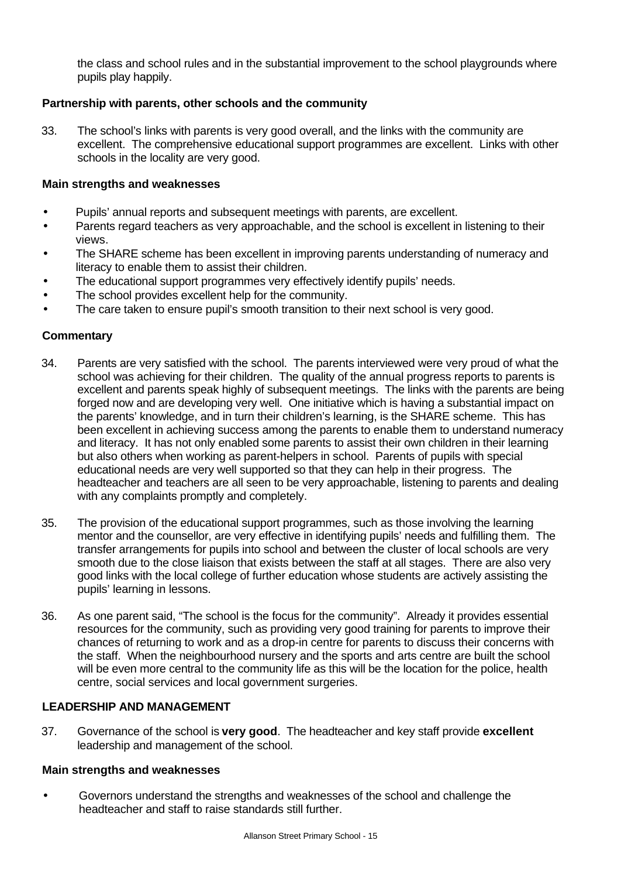the class and school rules and in the substantial improvement to the school playgrounds where pupils play happily.

### Partnership with parents, other schools and the community

33. The school's links with parents is very good overall, and the links with the community are excellent. The comprehensive educational support programmes are excellent. Links with other schools in the locality are very good.

#### Main strengths and weaknesses

- Pupils' annual reports and subsequent meetings with parents, are excellent.
- Parents regard teachers as very approachable, and the school is excellent in listening to their views.
- The SHARE scheme has been excellent in improving parents understanding of numeracy and literacy to enable them to assist their children.
- The educational support programmes very effectively identify pupils' needs.
- The school provides excellent help for the community.
- The care taken to ensure pupil's smooth transition to their next school is very good.

#### Commentary

34. Parents are very satisfied with the school. The parents interviewed were very proud of what the school was achieving for their children. The quality of the annual progress reports to parents is excellent and parents speak highly of subsequent meetings. The links with the parents are being forged now and are developing very well. One initiative which is having a substantial impact on the parents' knowledge, and in turn their children's learning, is the SHARE scheme. This has been excellent in achieving success among the parents to enable them to understand numeracy and literacy. It has not only enabled some parents to assist their own children in their learning but also others when working as parent-helpers in school. Parents of pupils with special educational needs are very well supported so that they can help in their progress. The headteacher and teachers are all seen to be very approachable, listening to parents and dealing with any complaints promptly and completely.

35. The provision of the educational support programmes, such as those involving the learning mentor and the counsellor, are very effective in identifying pupils' needs and fulfilling them. The transfer arrangements for pupils into school and between the cluster of local schools are very smooth due to the close liaison that exists between the staff at all stages. There are also very good links with the local college of further education whose students are actively assisting the pupils' learning in lessons.

36. As one parent said, "The school is the focus for the community". Already it provides essential resources for the community, such as providing very good training for parents to improve their chances of returning to work and as a drop-in centre for parents to discuss their concerns with the staff. When the neighbourhood nursery and the sports and arts centre are built the school will be even more central to the community life as this will be the location for the police, health centre, social services and local government surgeries.

## LEADERSHIP AND MANAGEMENT

37. Governance of the school is **very good**. The headteacher and key staff provide **excellent** leadership and management of the school.

#### Main strengths and weaknesses

- Governors understand the strengths and weaknesses of the school and challenge the headteacher and staff to raise standards still further.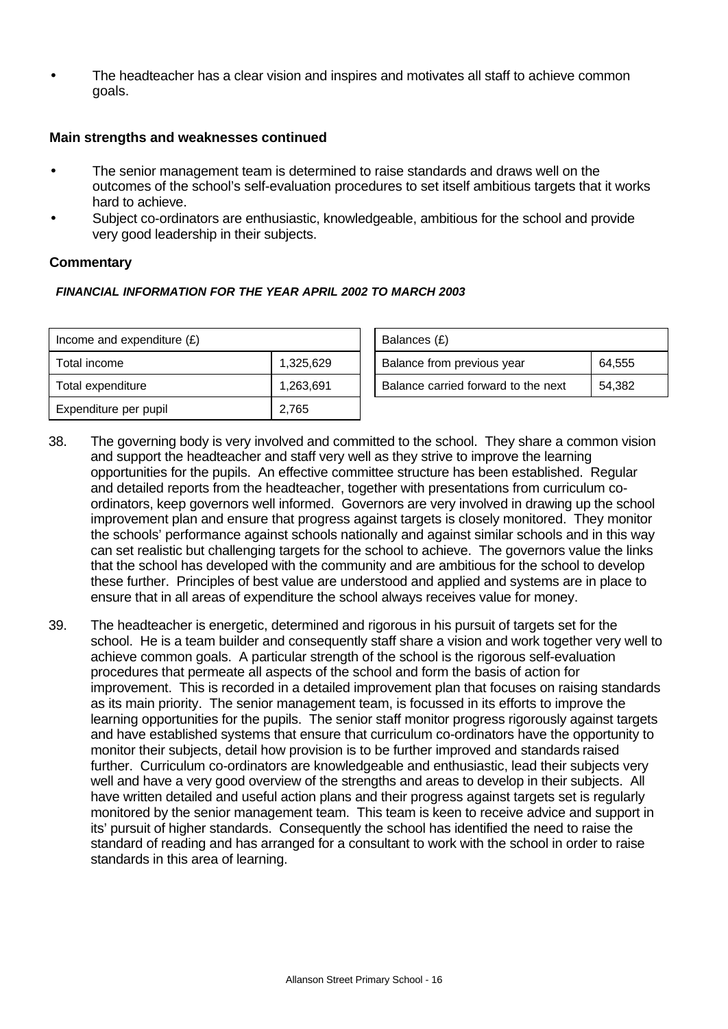- The headteacher has a clear vision and inspires and motivates all staff to achieve common goals.

**Main strengths and weaknesses continued**

- The senior management team is determined to raise standards and draws well on the outcomes of the school's self-evaluation procedures to set itself ambitious targets that it works hard to achieve.
- Subject co-ordinators are enthusiastic, knowledgeable, ambitious for the school and provide very good leadership in their subjects.

**Commentary**

***FINANCIAL INFORMATION FOR THE YEAR APRIL 2002 TO MARCH 2003***

| Income and expenditure (£) | |
|---|---|
| Total income | 1,325,629 |
| Total expenditure | 1,263,691 |
| Expenditure per pupil | 2,765 |

| Balances (£) | |
|---|---|
| Balance from previous year | 64,555 |
| Balance carried forward to the next | 54,382 |

38. The governing body is very involved and committed to the school. They share a common vision and support the headteacher and staff very well as they strive to improve the learning opportunities for the pupils. An effective committee structure has been established. Regular and detailed reports from the headteacher, together with presentations from curriculum co-ordinators, keep governors well informed. Governors are very involved in drawing up the school improvement plan and ensure that progress against targets is closely monitored. They monitor the schools' performance against schools nationally and against similar schools and in this way can set realistic but challenging targets for the school to achieve. The governors value the links that the school has developed with the community and are ambitious for the school to develop these further. Principles of best value are understood and applied and systems are in place to ensure that in all areas of expenditure the school always receives value for money.

39. The headteacher is energetic, determined and rigorous in his pursuit of targets set for the school. He is a team builder and consequently staff share a vision and work together very well to achieve common goals. A particular strength of the school is the rigorous self-evaluation procedures that permeate all aspects of the school and form the basis of action for improvement. This is recorded in a detailed improvement plan that focuses on raising standards as its main priority. The senior management team, is focussed in its efforts to improve the learning opportunities for the pupils. The senior staff monitor progress rigorously against targets and have established systems that ensure that curriculum co-ordinators have the opportunity to monitor their subjects, detail how provision is to be further improved and standards raised further. Curriculum co-ordinators are knowledgeable and enthusiastic, lead their subjects very well and have a very good overview of the strengths and areas to develop in their subjects. All have written detailed and useful action plans and their progress against targets set is regularly monitored by the senior management team. This team is keen to receive advice and support in its' pursuit of higher standards. Consequently the school has identified the need to raise the standard of reading and has arranged for a consultant to work with the school in order to raise standards in this area of learning.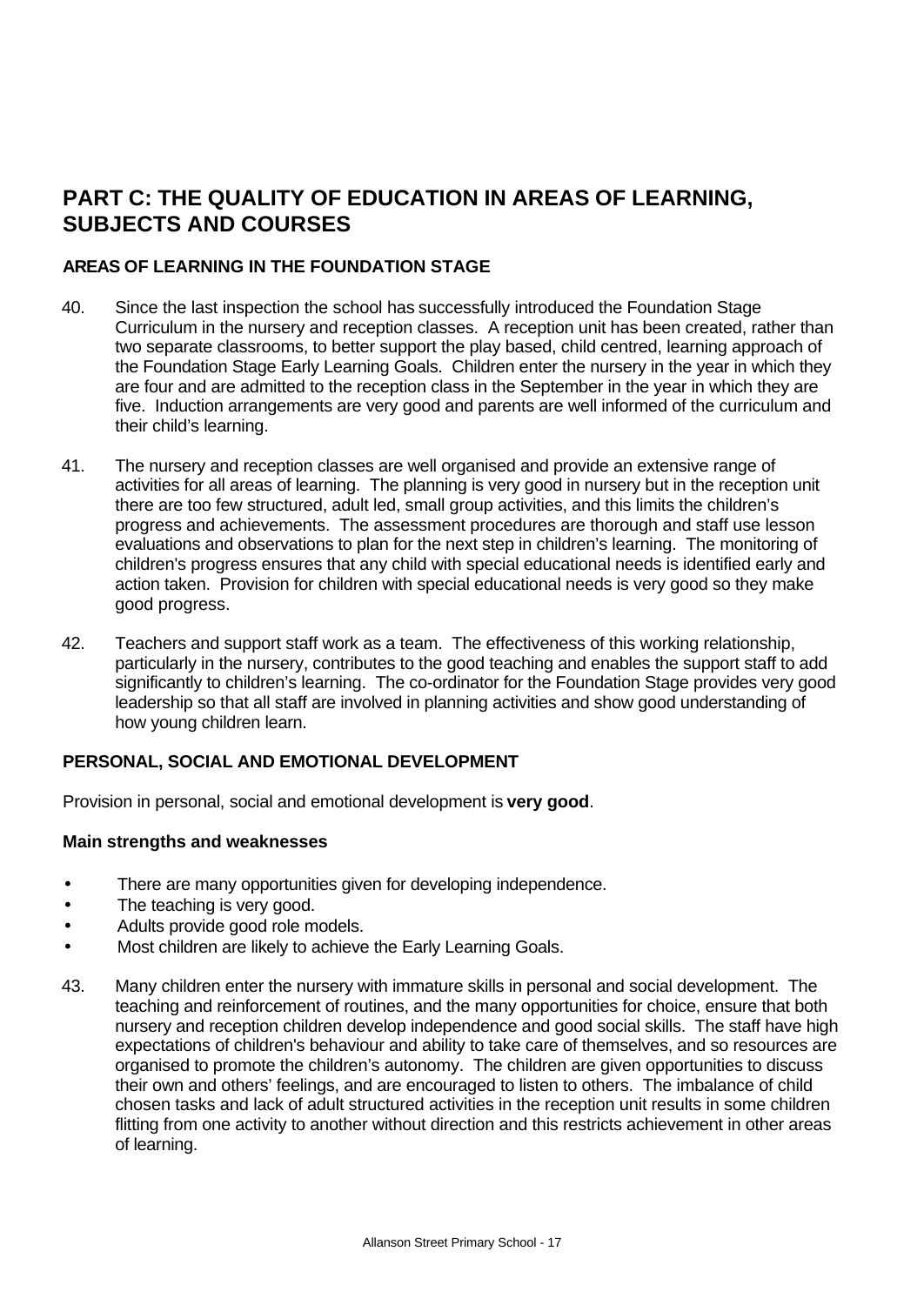# PART C: THE QUALITY OF EDUCATION IN AREAS OF LEARNING, SUBJECTS AND COURSES

## AREAS OF LEARNING IN THE FOUNDATION STAGE

40. Since the last inspection the school has successfully introduced the Foundation Stage Curriculum in the nursery and reception classes. A reception unit has been created, rather than two separate classrooms, to better support the play based, child centred, learning approach of the Foundation Stage Early Learning Goals. Children enter the nursery in the year in which they are four and are admitted to the reception class in the September in the year in which they are five. Induction arrangements are very good and parents are well informed of the curriculum and their child's learning.

41. The nursery and reception classes are well organised and provide an extensive range of activities for all areas of learning. The planning is very good in nursery but in the reception unit there are too few structured, adult led, small group activities, and this limits the children's progress and achievements. The assessment procedures are thorough and staff use lesson evaluations and observations to plan for the next step in children's learning. The monitoring of children's progress ensures that any child with special educational needs is identified early and action taken. Provision for children with special educational needs is very good so they make good progress.

42. Teachers and support staff work as a team. The effectiveness of this working relationship, particularly in the nursery, contributes to the good teaching and enables the support staff to add significantly to children's learning. The co-ordinator for the Foundation Stage provides very good leadership so that all staff are involved in planning activities and show good understanding of how young children learn.

## PERSONAL, SOCIAL AND EMOTIONAL DEVELOPMENT

Provision in personal, social and emotional development is **very good**.

### Main strengths and weaknesses

- There are many opportunities given for developing independence.
- The teaching is very good.
- Adults provide good role models.
- Most children are likely to achieve the Early Learning Goals.

43. Many children enter the nursery with immature skills in personal and social development. The teaching and reinforcement of routines, and the many opportunities for choice, ensure that both nursery and reception children develop independence and good social skills. The staff have high expectations of children's behaviour and ability to take care of themselves, and so resources are organised to promote the children's autonomy. The children are given opportunities to discuss their own and others' feelings, and are encouraged to listen to others. The imbalance of child chosen tasks and lack of adult structured activities in the reception unit results in some children flitting from one activity to another without direction and this restricts achievement in other areas of learning.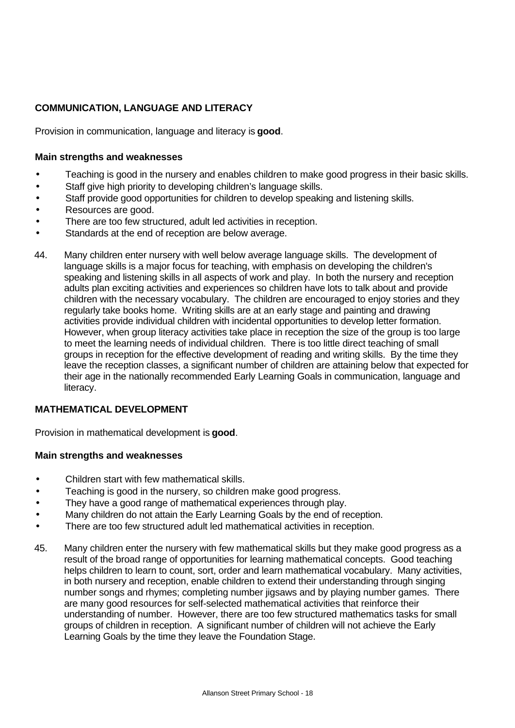### COMMUNICATION, LANGUAGE AND LITERACY

Provision in communication, language and literacy is **good**.

**Main strengths and weaknesses**

- Teaching is good in the nursery and enables children to make good progress in their basic skills.
- Staff give high priority to developing children's language skills.
- Staff provide good opportunities for children to develop speaking and listening skills.
- Resources are good.
- There are too few structured, adult led activities in reception.
- Standards at the end of reception are below average.

44. Many children enter nursery with well below average language skills. The development of language skills is a major focus for teaching, with emphasis on developing the children's speaking and listening skills in all aspects of work and play. In both the nursery and reception adults plan exciting activities and experiences so children have lots to talk about and provide children with the necessary vocabulary. The children are encouraged to enjoy stories and they regularly take books home. Writing skills are at an early stage and painting and drawing activities provide individual children with incidental opportunities to develop letter formation. However, when group literacy activities take place in reception the size of the group is too large to meet the learning needs of individual children. There is too little direct teaching of small groups in reception for the effective development of reading and writing skills. By the time they leave the reception classes, a significant number of children are attaining below that expected for their age in the nationally recommended Early Learning Goals in communication, language and literacy.

### MATHEMATICAL DEVELOPMENT

Provision in mathematical development is **good**.

**Main strengths and weaknesses**

- Children start with few mathematical skills.
- Teaching is good in the nursery, so children make good progress.
- They have a good range of mathematical experiences through play.
- Many children do not attain the Early Learning Goals by the end of reception.
- There are too few structured adult led mathematical activities in reception.

45. Many children enter the nursery with few mathematical skills but they make good progress as a result of the broad range of opportunities for learning mathematical concepts. Good teaching helps children to learn to count, sort, order and learn mathematical vocabulary. Many activities, in both nursery and reception, enable children to extend their understanding through singing number songs and rhymes; completing number jigsaws and by playing number games. There are many good resources for self-selected mathematical activities that reinforce their understanding of number. However, there are too few structured mathematics tasks for small groups of children in reception. A significant number of children will not achieve the Early Learning Goals by the time they leave the Foundation Stage.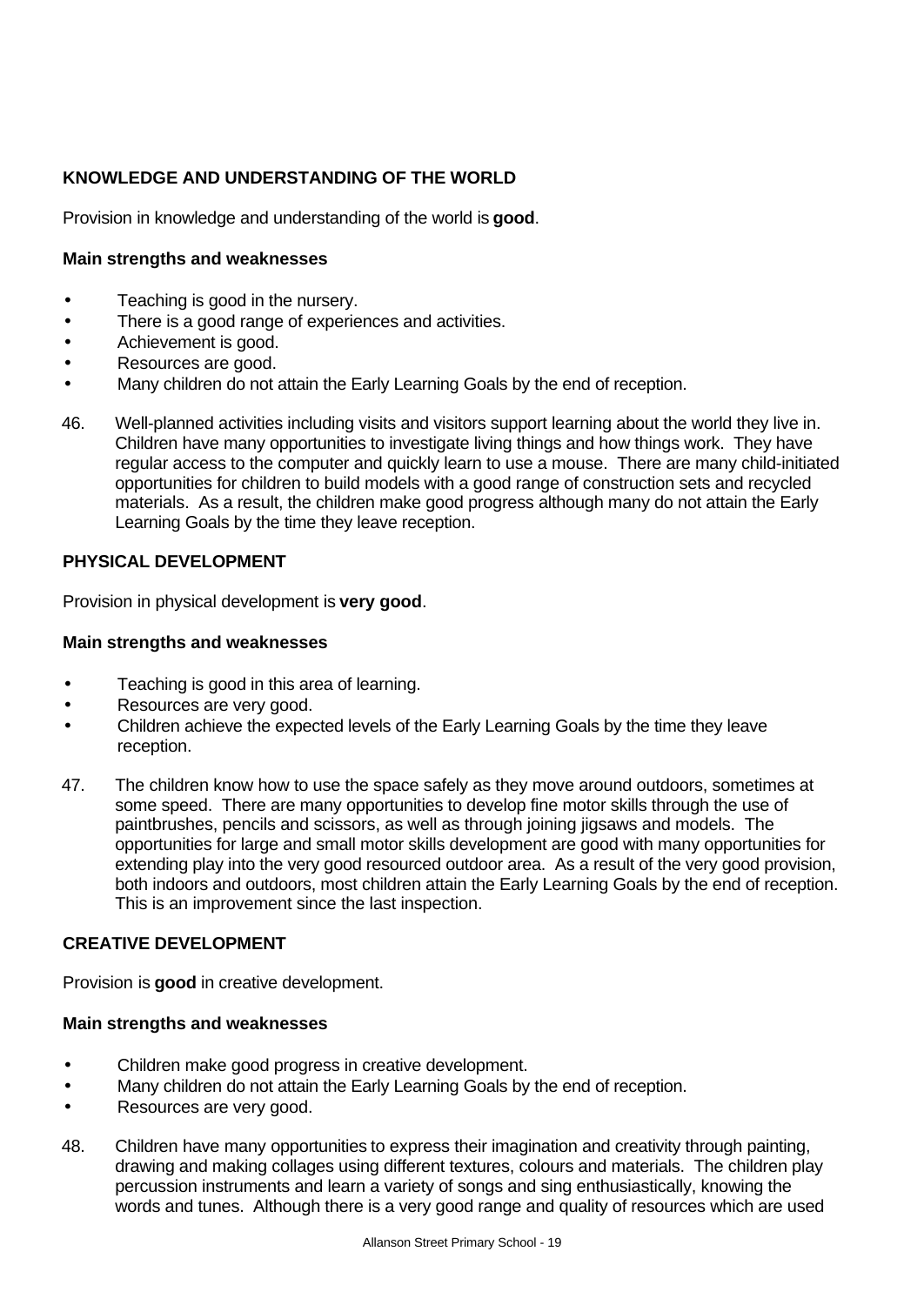### KNOWLEDGE AND UNDERSTANDING OF THE WORLD

Provision in knowledge and understanding of the world is **good**.

#### Main strengths and weaknesses

- Teaching is good in the nursery.
- There is a good range of experiences and activities.
- Achievement is good.
- Resources are good.
- Many children do not attain the Early Learning Goals by the end of reception.

46. Well-planned activities including visits and visitors support learning about the world they live in. Children have many opportunities to investigate living things and how things work. They have regular access to the computer and quickly learn to use a mouse. There are many child-initiated opportunities for children to build models with a good range of construction sets and recycled materials. As a result, the children make good progress although many do not attain the Early Learning Goals by the time they leave reception.

### PHYSICAL DEVELOPMENT

Provision in physical development is **very good**.

#### Main strengths and weaknesses

- Teaching is good in this area of learning.
- Resources are very good.
- Children achieve the expected levels of the Early Learning Goals by the time they leave reception.

47. The children know how to use the space safely as they move around outdoors, sometimes at some speed. There are many opportunities to develop fine motor skills through the use of paintbrushes, pencils and scissors, as well as through joining jigsaws and models. The opportunities for large and small motor skills development are good with many opportunities for extending play into the very good resourced outdoor area. As a result of the very good provision, both indoors and outdoors, most children attain the Early Learning Goals by the end of reception. This is an improvement since the last inspection.

### CREATIVE DEVELOPMENT

Provision is **good** in creative development.

#### Main strengths and weaknesses

- Children make good progress in creative development.
- Many children do not attain the Early Learning Goals by the end of reception.
- Resources are very good.

48. Children have many opportunities to express their imagination and creativity through painting, drawing and making collages using different textures, colours and materials. The children play percussion instruments and learn a variety of songs and sing enthusiastically, knowing the words and tunes. Although there is a very good range and quality of resources which are used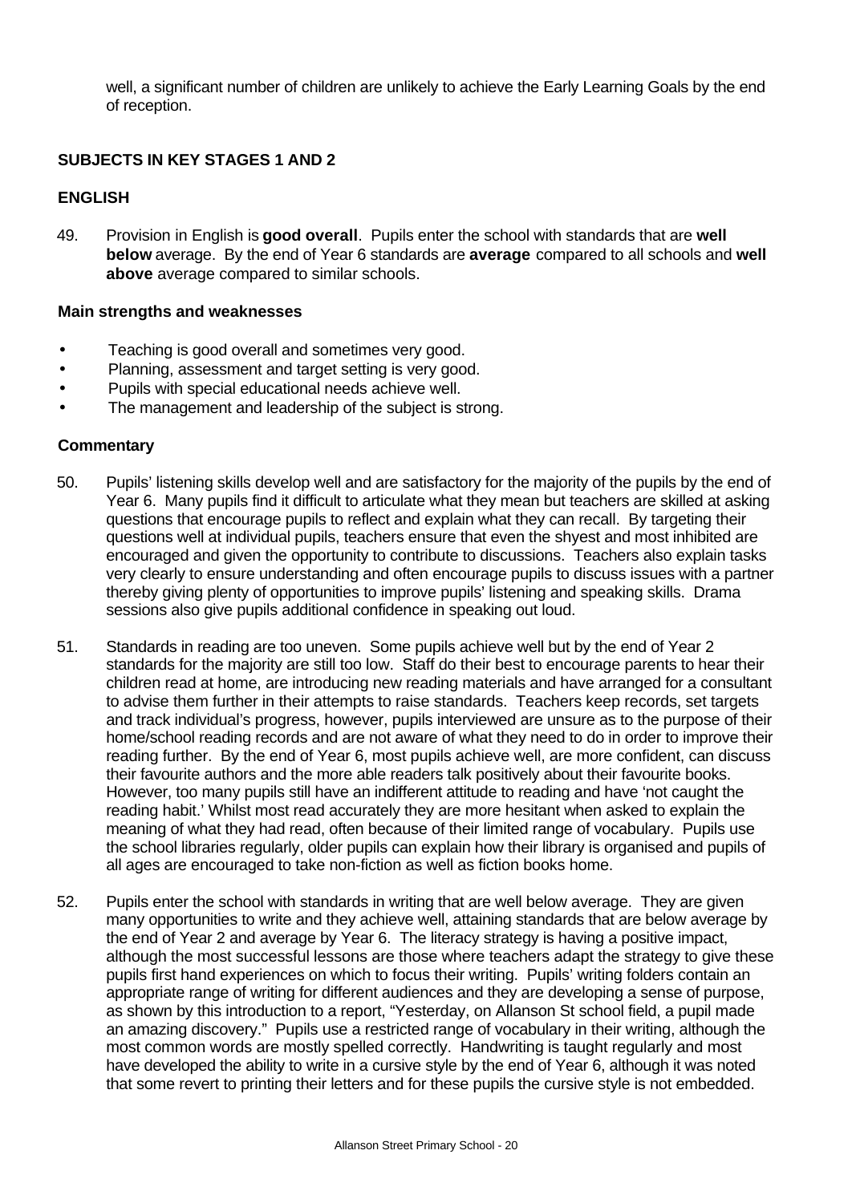well, a significant number of children are unlikely to achieve the Early Learning Goals by the end of reception.

### SUBJECTS IN KEY STAGES 1 AND 2

### ENGLISH

49. Provision in English is **good overall**. Pupils enter the school with standards that are **well below** average. By the end of Year 6 standards are **average** compared to all schools and **well above** average compared to similar schools.

#### Main strengths and weaknesses

- Teaching is good overall and sometimes very good.
- Planning, assessment and target setting is very good.
- Pupils with special educational needs achieve well.
- The management and leadership of the subject is strong.

#### Commentary

50. Pupils' listening skills develop well and are satisfactory for the majority of the pupils by the end of Year 6. Many pupils find it difficult to articulate what they mean but teachers are skilled at asking questions that encourage pupils to reflect and explain what they can recall. By targeting their questions well at individual pupils, teachers ensure that even the shyest and most inhibited are encouraged and given the opportunity to contribute to discussions. Teachers also explain tasks very clearly to ensure understanding and often encourage pupils to discuss issues with a partner thereby giving plenty of opportunities to improve pupils' listening and speaking skills. Drama sessions also give pupils additional confidence in speaking out loud.

51. Standards in reading are too uneven. Some pupils achieve well but by the end of Year 2 standards for the majority are still too low. Staff do their best to encourage parents to hear their children read at home, are introducing new reading materials and have arranged for a consultant to advise them further in their attempts to raise standards. Teachers keep records, set targets and track individual's progress, however, pupils interviewed are unsure as to the purpose of their home/school reading records and are not aware of what they need to do in order to improve their reading further. By the end of Year 6, most pupils achieve well, are more confident, can discuss their favourite authors and the more able readers talk positively about their favourite books. However, too many pupils still have an indifferent attitude to reading and have 'not caught the reading habit.' Whilst most read accurately they are more hesitant when asked to explain the meaning of what they had read, often because of their limited range of vocabulary. Pupils use the school libraries regularly, older pupils can explain how their library is organised and pupils of all ages are encouraged to take non-fiction as well as fiction books home.

52. Pupils enter the school with standards in writing that are well below average. They are given many opportunities to write and they achieve well, attaining standards that are below average by the end of Year 2 and average by Year 6. The literacy strategy is having a positive impact, although the most successful lessons are those where teachers adapt the strategy to give these pupils first hand experiences on which to focus their writing. Pupils' writing folders contain an appropriate range of writing for different audiences and they are developing a sense of purpose, as shown by this introduction to a report, "Yesterday, on Allanson St school field, a pupil made an amazing discovery." Pupils use a restricted range of vocabulary in their writing, although the most common words are mostly spelled correctly. Handwriting is taught regularly and most have developed the ability to write in a cursive style by the end of Year 6, although it was noted that some revert to printing their letters and for these pupils the cursive style is not embedded.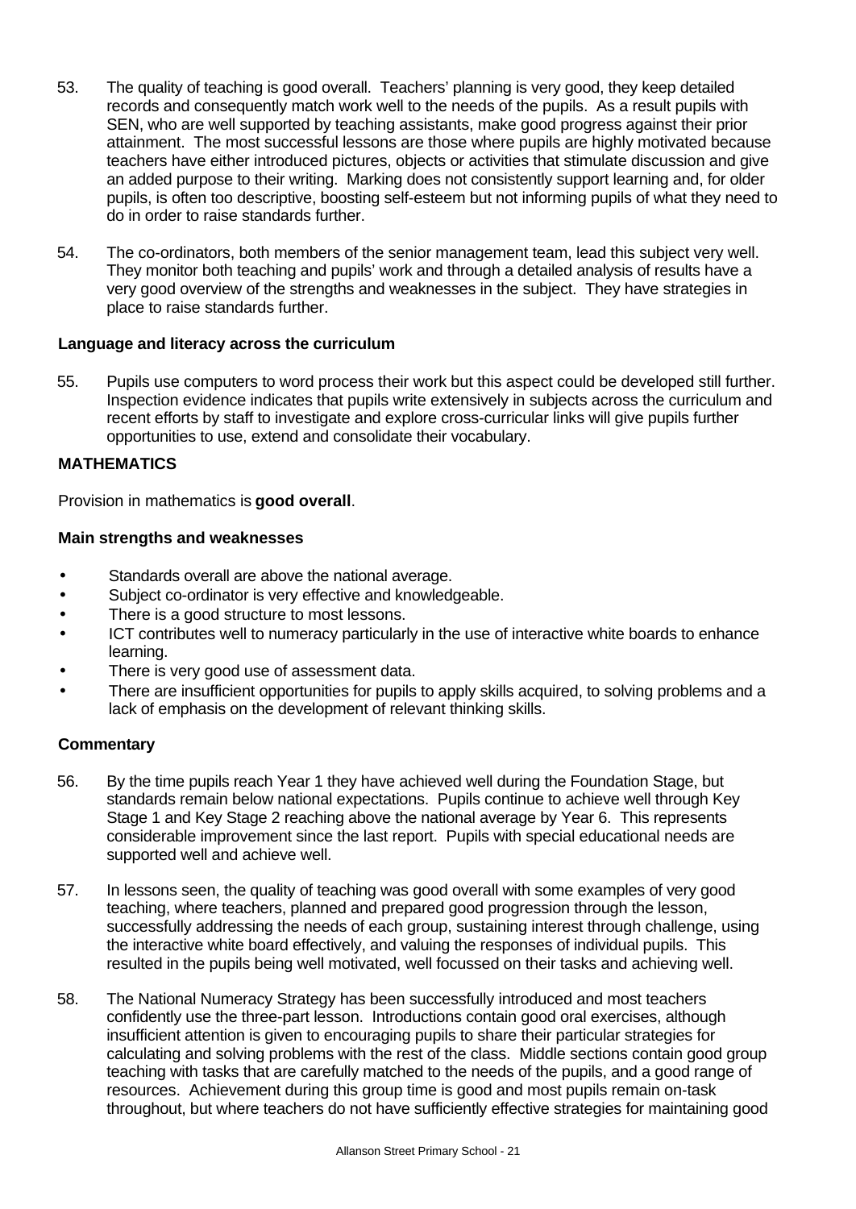53. The quality of teaching is good overall. Teachers' planning is very good, they keep detailed records and consequently match work well to the needs of the pupils. As a result pupils with SEN, who are well supported by teaching assistants, make good progress against their prior attainment. The most successful lessons are those where pupils are highly motivated because teachers have either introduced pictures, objects or activities that stimulate discussion and give an added purpose to their writing. Marking does not consistently support learning and, for older pupils, is often too descriptive, boosting self-esteem but not informing pupils of what they need to do in order to raise standards further.

54. The co-ordinators, both members of the senior management team, lead this subject very well. They monitor both teaching and pupils' work and through a detailed analysis of results have a very good overview of the strengths and weaknesses in the subject. They have strategies in place to raise standards further.

### Language and literacy across the curriculum

55. Pupils use computers to word process their work but this aspect could be developed still further. Inspection evidence indicates that pupils write extensively in subjects across the curriculum and recent efforts by staff to investigate and explore cross-curricular links will give pupils further opportunities to use, extend and consolidate their vocabulary.

## MATHEMATICS

Provision in mathematics is **good overall**.

### Main strengths and weaknesses

- Standards overall are above the national average.
- Subject co-ordinator is very effective and knowledgeable.
- There is a good structure to most lessons.
- ICT contributes well to numeracy particularly in the use of interactive white boards to enhance learning.
- There is very good use of assessment data.
- There are insufficient opportunities for pupils to apply skills acquired, to solving problems and a lack of emphasis on the development of relevant thinking skills.

### Commentary

56. By the time pupils reach Year 1 they have achieved well during the Foundation Stage, but standards remain below national expectations. Pupils continue to achieve well through Key Stage 1 and Key Stage 2 reaching above the national average by Year 6. This represents considerable improvement since the last report. Pupils with special educational needs are supported well and achieve well.

57. In lessons seen, the quality of teaching was good overall with some examples of very good teaching, where teachers, planned and prepared good progression through the lesson, successfully addressing the needs of each group, sustaining interest through challenge, using the interactive white board effectively, and valuing the responses of individual pupils. This resulted in the pupils being well motivated, well focussed on their tasks and achieving well.

58. The National Numeracy Strategy has been successfully introduced and most teachers confidently use the three-part lesson. Introductions contain good oral exercises, although insufficient attention is given to encouraging pupils to share their particular strategies for calculating and solving problems with the rest of the class. Middle sections contain good group teaching with tasks that are carefully matched to the needs of the pupils, and a good range of resources. Achievement during this group time is good and most pupils remain on-task throughout, but where teachers do not have sufficiently effective strategies for maintaining good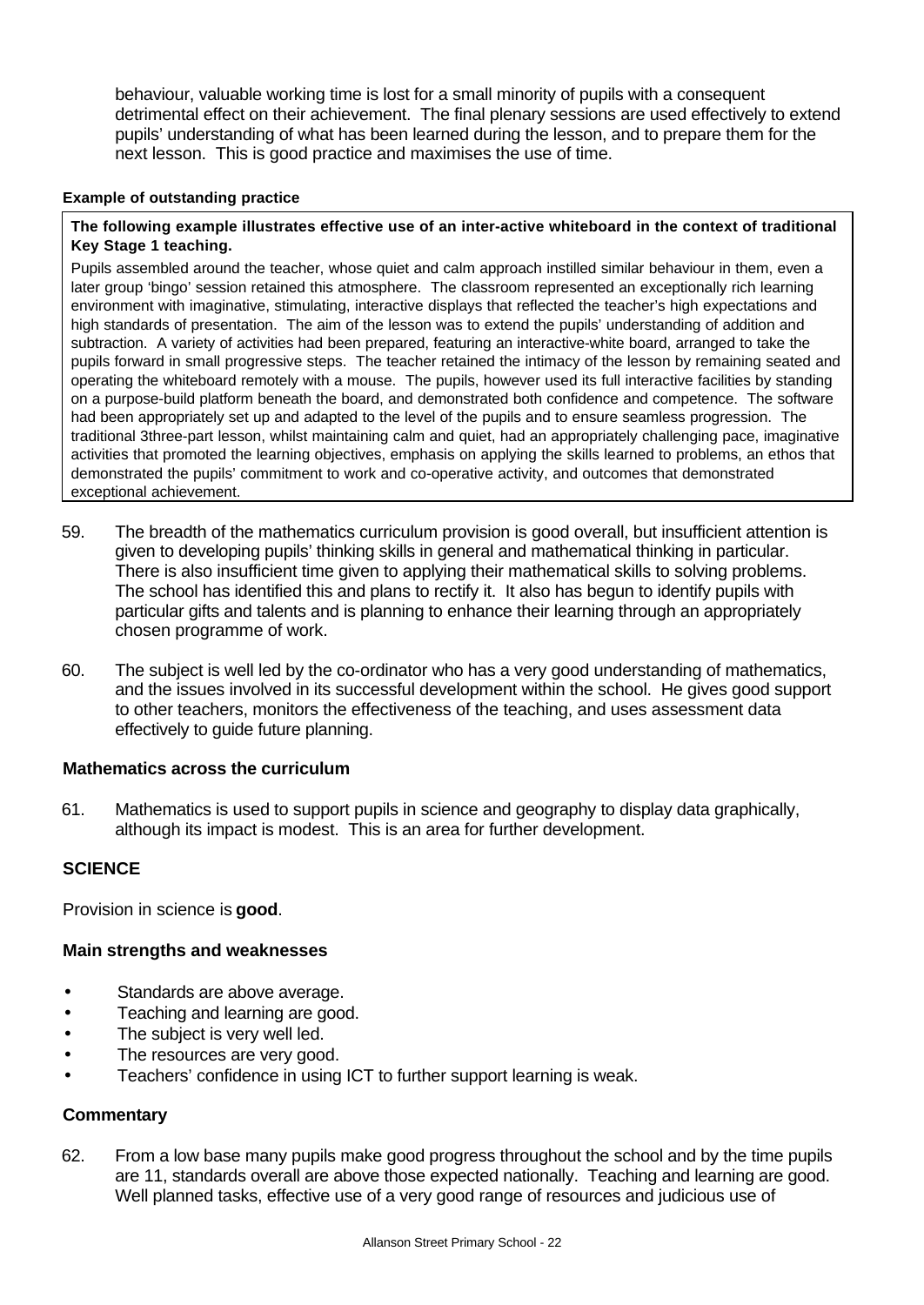behaviour, valuable working time is lost for a small minority of pupils with a consequent detrimental effect on their achievement. The final plenary sessions are used effectively to extend pupils' understanding of what has been learned during the lesson, and to prepare them for the next lesson. This is good practice and maximises the use of time.

**Example of outstanding practice**

> **The following example illustrates effective use of an inter-active whiteboard in the context of traditional Key Stage 1 teaching.**
>
> Pupils assembled around the teacher, whose quiet and calm approach instilled similar behaviour in them, even a later group 'bingo' session retained this atmosphere. The classroom represented an exceptionally rich learning environment with imaginative, stimulating, interactive displays that reflected the teacher's high expectations and high standards of presentation. The aim of the lesson was to extend the pupils' understanding of addition and subtraction. A variety of activities had been prepared, featuring an interactive-white board, arranged to take the pupils forward in small progressive steps. The teacher retained the intimacy of the lesson by remaining seated and operating the whiteboard remotely with a mouse. The pupils, however used its full interactive facilities by standing on a purpose-build platform beneath the board, and demonstrated both confidence and competence. The software had been appropriately set up and adapted to the level of the pupils and to ensure seamless progression. The traditional 3three-part lesson, whilst maintaining calm and quiet, had an appropriately challenging pace, imaginative activities that promoted the learning objectives, emphasis on applying the skills learned to problems, an ethos that demonstrated the pupils' commitment to work and co-operative activity, and outcomes that demonstrated exceptional achievement.

59. The breadth of the mathematics curriculum provision is good overall, but insufficient attention is given to developing pupils' thinking skills in general and mathematical thinking in particular. There is also insufficient time given to applying their mathematical skills to solving problems. The school has identified this and plans to rectify it. It also has begun to identify pupils with particular gifts and talents and is planning to enhance their learning through an appropriately chosen programme of work.

60. The subject is well led by the co-ordinator who has a very good understanding of mathematics, and the issues involved in its successful development within the school. He gives good support to other teachers, monitors the effectiveness of the teaching, and uses assessment data effectively to guide future planning.

### Mathematics across the curriculum

61. Mathematics is used to support pupils in science and geography to display data graphically, although its impact is modest. This is an area for further development.

## SCIENCE

Provision in science is **good**.

### Main strengths and weaknesses

- Standards are above average.
- Teaching and learning are good.
- The subject is very well led.
- The resources are very good.
- Teachers' confidence in using ICT to further support learning is weak.

### Commentary

62. From a low base many pupils make good progress throughout the school and by the time pupils are 11, standards overall are above those expected nationally. Teaching and learning are good. Well planned tasks, effective use of a very good range of resources and judicious use of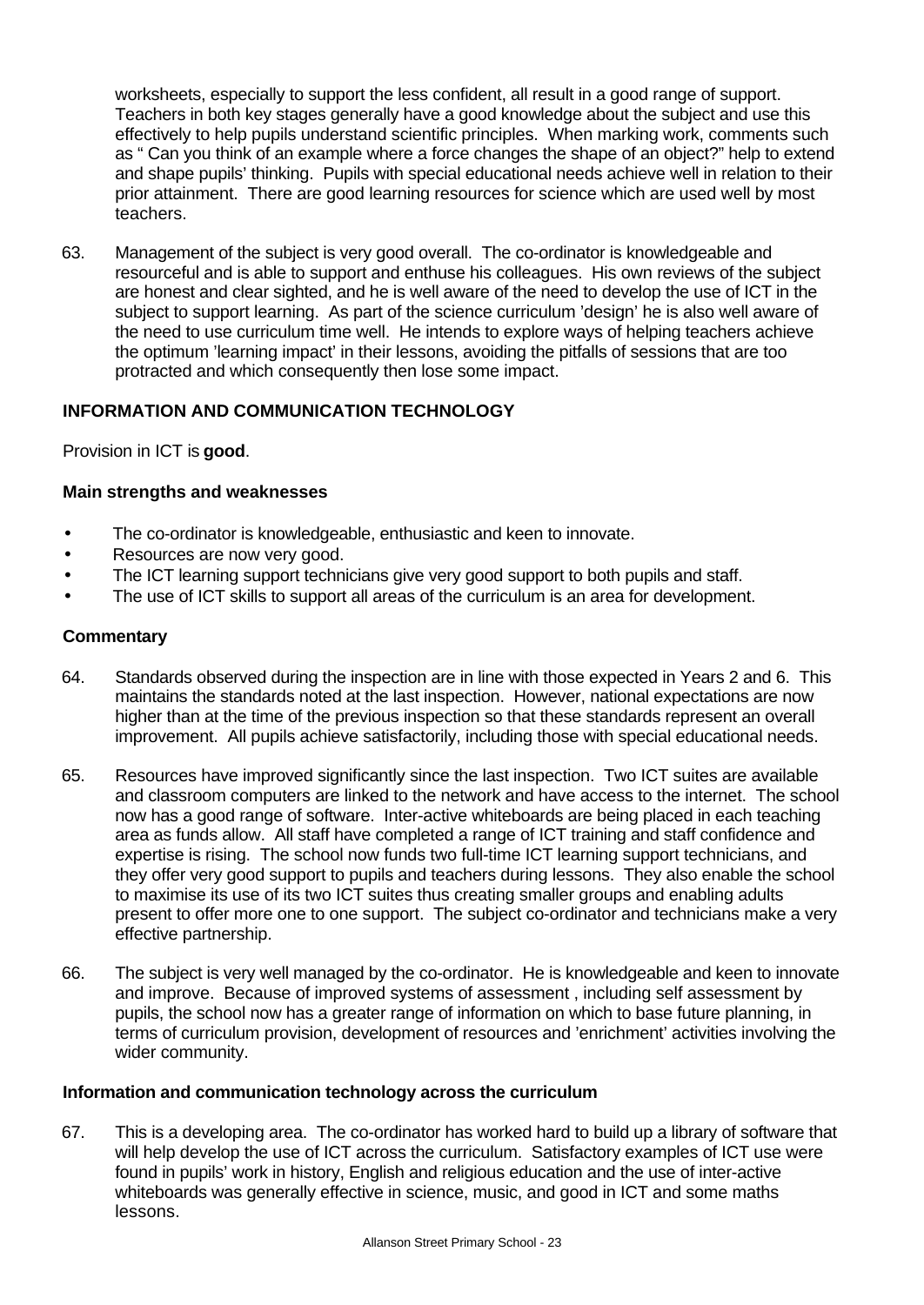worksheets, especially to support the less confident, all result in a good range of support. Teachers in both key stages generally have a good knowledge about the subject and use this effectively to help pupils understand scientific principles. When marking work, comments such as " Can you think of an example where a force changes the shape of an object?" help to extend and shape pupils' thinking. Pupils with special educational needs achieve well in relation to their prior attainment. There are good learning resources for science which are used well by most teachers.

63. Management of the subject is very good overall. The co-ordinator is knowledgeable and resourceful and is able to support and enthuse his colleagues. His own reviews of the subject are honest and clear sighted, and he is well aware of the need to develop the use of ICT in the subject to support learning. As part of the science curriculum 'design' he is also well aware of the need to use curriculum time well. He intends to explore ways of helping teachers achieve the optimum 'learning impact' in their lessons, avoiding the pitfalls of sessions that are too protracted and which consequently then lose some impact.

## INFORMATION AND COMMUNICATION TECHNOLOGY

Provision in ICT is **good**.

### Main strengths and weaknesses

- The co-ordinator is knowledgeable, enthusiastic and keen to innovate.
- Resources are now very good.
- The ICT learning support technicians give very good support to both pupils and staff.
- The use of ICT skills to support all areas of the curriculum is an area for development.

### Commentary

64. Standards observed during the inspection are in line with those expected in Years 2 and 6. This maintains the standards noted at the last inspection. However, national expectations are now higher than at the time of the previous inspection so that these standards represent an overall improvement. All pupils achieve satisfactorily, including those with special educational needs.

65. Resources have improved significantly since the last inspection. Two ICT suites are available and classroom computers are linked to the network and have access to the internet. The school now has a good range of software. Inter-active whiteboards are being placed in each teaching area as funds allow. All staff have completed a range of ICT training and staff confidence and expertise is rising. The school now funds two full-time ICT learning support technicians, and they offer very good support to pupils and teachers during lessons. They also enable the school to maximise its use of its two ICT suites thus creating smaller groups and enabling adults present to offer more one to one support. The subject co-ordinator and technicians make a very effective partnership.

66. The subject is very well managed by the co-ordinator. He is knowledgeable and keen to innovate and improve. Because of improved systems of assessment , including self assessment by pupils, the school now has a greater range of information on which to base future planning, in terms of curriculum provision, development of resources and 'enrichment' activities involving the wider community.

### Information and communication technology across the curriculum

67. This is a developing area. The co-ordinator has worked hard to build up a library of software that will help develop the use of ICT across the curriculum. Satisfactory examples of ICT use were found in pupils' work in history, English and religious education and the use of inter-active whiteboards was generally effective in science, music, and good in ICT and some maths lessons.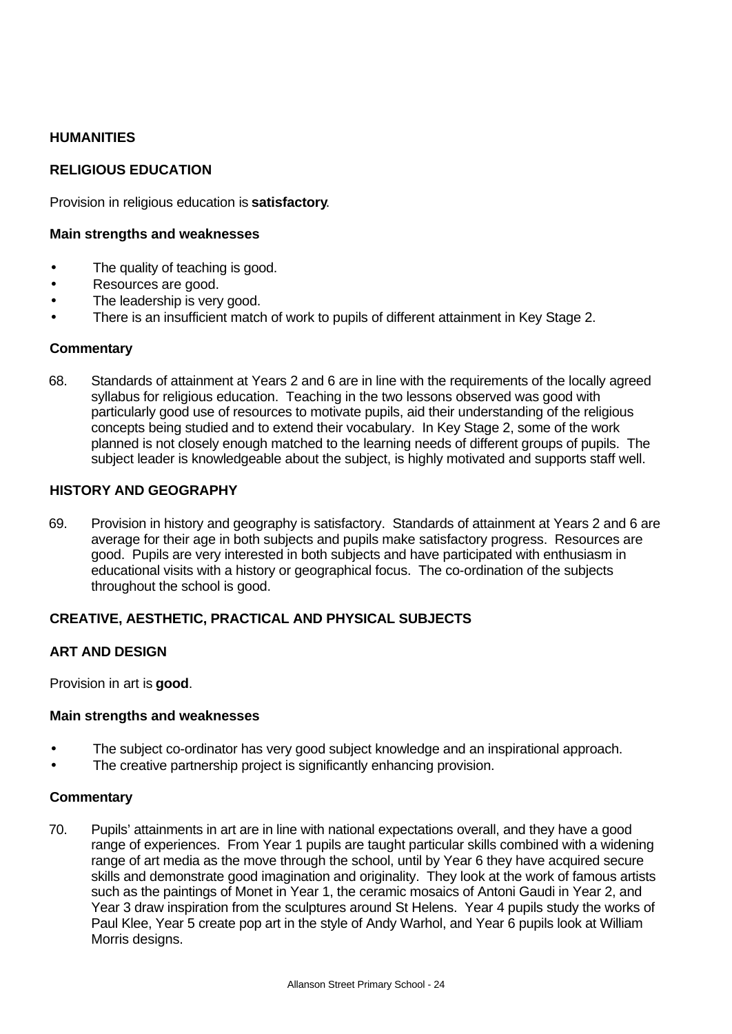## HUMANITIES

### RELIGIOUS EDUCATION

Provision in religious education is **satisfactory**.

**Main strengths and weaknesses**

- The quality of teaching is good.
- Resources are good.
- The leadership is very good.
- There is an insufficient match of work to pupils of different attainment in Key Stage 2.

**Commentary**

68. Standards of attainment at Years 2 and 6 are in line with the requirements of the locally agreed syllabus for religious education. Teaching in the two lessons observed was good with particularly good use of resources to motivate pupils, aid their understanding of the religious concepts being studied and to extend their vocabulary. In Key Stage 2, some of the work planned is not closely enough matched to the learning needs of different groups of pupils. The subject leader is knowledgeable about the subject, is highly motivated and supports staff well.

### HISTORY AND GEOGRAPHY

69. Provision in history and geography is satisfactory. Standards of attainment at Years 2 and 6 are average for their age in both subjects and pupils make satisfactory progress. Resources are good. Pupils are very interested in both subjects and have participated with enthusiasm in educational visits with a history or geographical focus. The co-ordination of the subjects throughout the school is good.

## CREATIVE, AESTHETIC, PRACTICAL AND PHYSICAL SUBJECTS

### ART AND DESIGN

Provision in art is **good**.

**Main strengths and weaknesses**

- The subject co-ordinator has very good subject knowledge and an inspirational approach.
- The creative partnership project is significantly enhancing provision.

**Commentary**

70. Pupils' attainments in art are in line with national expectations overall, and they have a good range of experiences. From Year 1 pupils are taught particular skills combined with a widening range of art media as the move through the school, until by Year 6 they have acquired secure skills and demonstrate good imagination and originality. They look at the work of famous artists such as the paintings of Monet in Year 1, the ceramic mosaics of Antoni Gaudi in Year 2, and Year 3 draw inspiration from the sculptures around St Helens. Year 4 pupils study the works of Paul Klee, Year 5 create pop art in the style of Andy Warhol, and Year 6 pupils look at William Morris designs.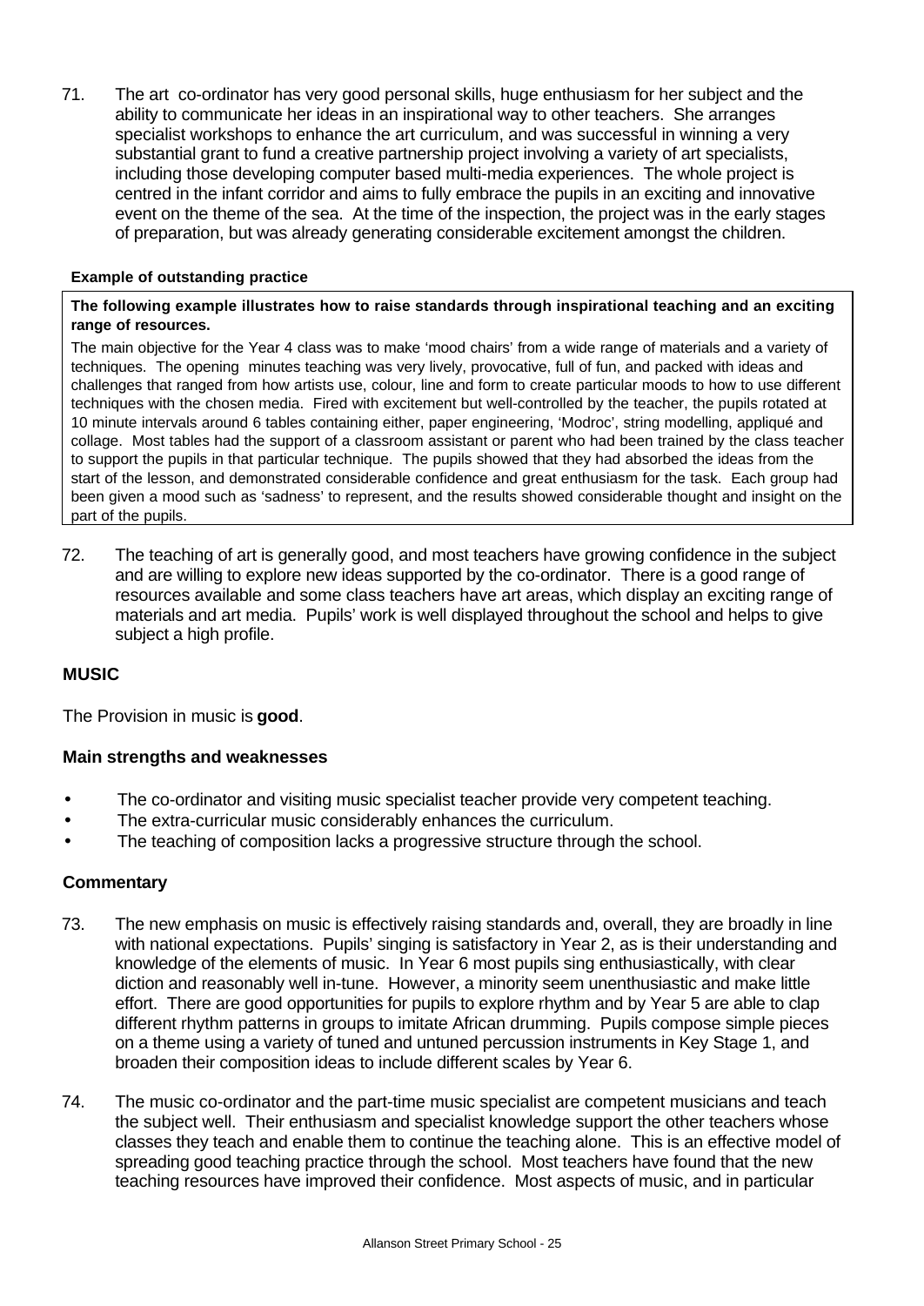71. The art co-ordinator has very good personal skills, huge enthusiasm for her subject and the ability to communicate her ideas in an inspirational way to other teachers. She arranges specialist workshops to enhance the art curriculum, and was successful in winning a very substantial grant to fund a creative partnership project involving a variety of art specialists, including those developing computer based multi-media experiences. The whole project is centred in the infant corridor and aims to fully embrace the pupils in an exciting and innovative event on the theme of the sea. At the time of the inspection, the project was in the early stages of preparation, but was already generating considerable excitement amongst the children.

**Example of outstanding practice**

**The following example illustrates how to raise standards through inspirational teaching and an exciting range of resources.**

The main objective for the Year 4 class was to make 'mood chairs' from a wide range of materials and a variety of techniques. The opening minutes teaching was very lively, provocative, full of fun, and packed with ideas and challenges that ranged from how artists use, colour, line and form to create particular moods to how to use different techniques with the chosen media. Fired with excitement but well-controlled by the teacher, the pupils rotated at 10 minute intervals around 6 tables containing either, paper engineering, 'Modroc', string modelling, appliqué and collage. Most tables had the support of a classroom assistant or parent who had been trained by the class teacher to support the pupils in that particular technique. The pupils showed that they had absorbed the ideas from the start of the lesson, and demonstrated considerable confidence and great enthusiasm for the task. Each group had been given a mood such as 'sadness' to represent, and the results showed considerable thought and insight on the part of the pupils.

72. The teaching of art is generally good, and most teachers have growing confidence in the subject and are willing to explore new ideas supported by the co-ordinator. There is a good range of resources available and some class teachers have art areas, which display an exciting range of materials and art media. Pupils' work is well displayed throughout the school and helps to give subject a high profile.

## MUSIC

The Provision in music is **good**.

### Main strengths and weaknesses

- The co-ordinator and visiting music specialist teacher provide very competent teaching.
- The extra-curricular music considerably enhances the curriculum.
- The teaching of composition lacks a progressive structure through the school.

### Commentary

73. The new emphasis on music is effectively raising standards and, overall, they are broadly in line with national expectations. Pupils' singing is satisfactory in Year 2, as is their understanding and knowledge of the elements of music. In Year 6 most pupils sing enthusiastically, with clear diction and reasonably well in-tune. However, a minority seem unenthusiastic and make little effort. There are good opportunities for pupils to explore rhythm and by Year 5 are able to clap different rhythm patterns in groups to imitate African drumming. Pupils compose simple pieces on a theme using a variety of tuned and untuned percussion instruments in Key Stage 1, and broaden their composition ideas to include different scales by Year 6.

74. The music co-ordinator and the part-time music specialist are competent musicians and teach the subject well. Their enthusiasm and specialist knowledge support the other teachers whose classes they teach and enable them to continue the teaching alone. This is an effective model of spreading good teaching practice through the school. Most teachers have found that the new teaching resources have improved their confidence. Most aspects of music, and in particular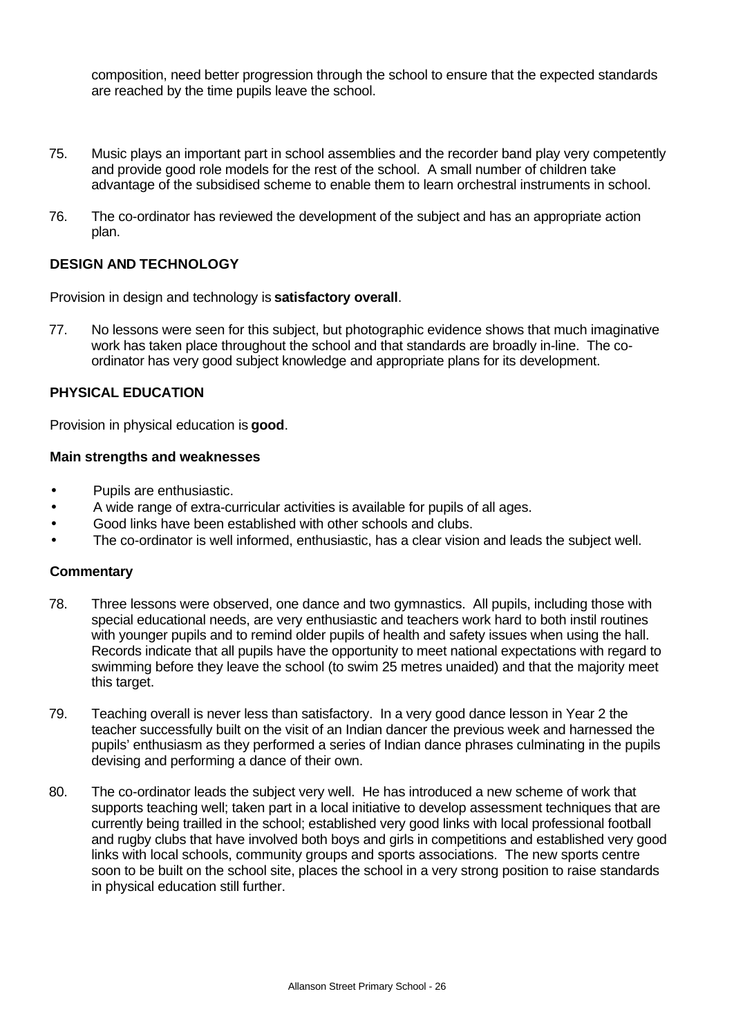composition, need better progression through the school to ensure that the expected standards are reached by the time pupils leave the school.

75. Music plays an important part in school assemblies and the recorder band play very competently and provide good role models for the rest of the school. A small number of children take advantage of the subsidised scheme to enable them to learn orchestral instruments in school.

76. The co-ordinator has reviewed the development of the subject and has an appropriate action plan.

## DESIGN AND TECHNOLOGY

Provision in design and technology is **satisfactory overall**.

77. No lessons were seen for this subject, but photographic evidence shows that much imaginative work has taken place throughout the school and that standards are broadly in-line. The co-ordinator has very good subject knowledge and appropriate plans for its development.

## PHYSICAL EDUCATION

Provision in physical education is **good**.

### Main strengths and weaknesses

- Pupils are enthusiastic.
- A wide range of extra-curricular activities is available for pupils of all ages.
- Good links have been established with other schools and clubs.
- The co-ordinator is well informed, enthusiastic, has a clear vision and leads the subject well.

### Commentary

78. Three lessons were observed, one dance and two gymnastics. All pupils, including those with special educational needs, are very enthusiastic and teachers work hard to both instil routines with younger pupils and to remind older pupils of health and safety issues when using the hall. Records indicate that all pupils have the opportunity to meet national expectations with regard to swimming before they leave the school (to swim 25 metres unaided) and that the majority meet this target.

79. Teaching overall is never less than satisfactory. In a very good dance lesson in Year 2 the teacher successfully built on the visit of an Indian dancer the previous week and harnessed the pupils' enthusiasm as they performed a series of Indian dance phrases culminating in the pupils devising and performing a dance of their own.

80. The co-ordinator leads the subject very well. He has introduced a new scheme of work that supports teaching well; taken part in a local initiative to develop assessment techniques that are currently being trailled in the school; established very good links with local professional football and rugby clubs that have involved both boys and girls in competitions and established very good links with local schools, community groups and sports associations. The new sports centre soon to be built on the school site, places the school in a very strong position to raise standards in physical education still further.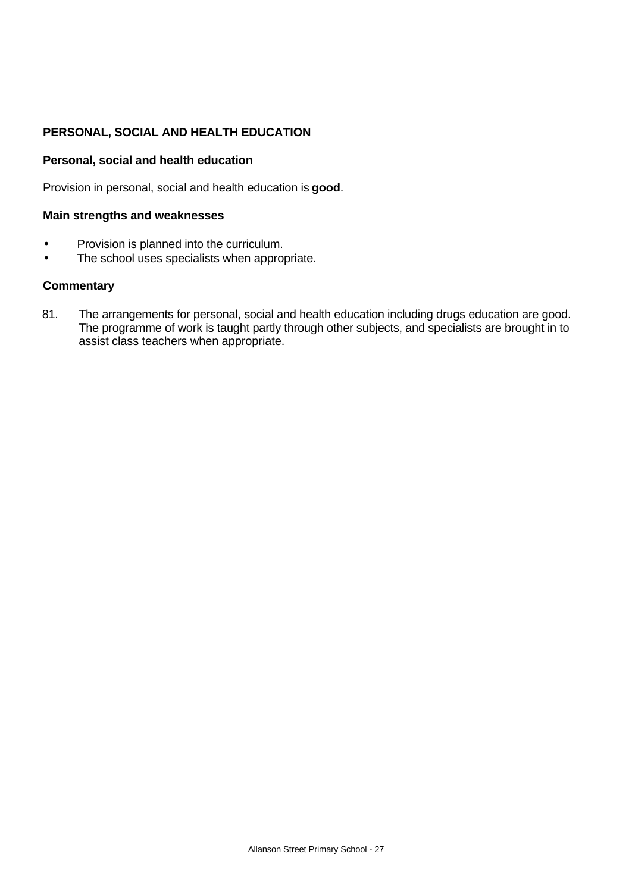## PERSONAL, SOCIAL AND HEALTH EDUCATION

### Personal, social and health education

Provision in personal, social and health education is **good**.

### Main strengths and weaknesses

- Provision is planned into the curriculum.
- The school uses specialists when appropriate.

### Commentary

81. The arrangements for personal, social and health education including drugs education are good. The programme of work is taught partly through other subjects, and specialists are brought in to assist class teachers when appropriate.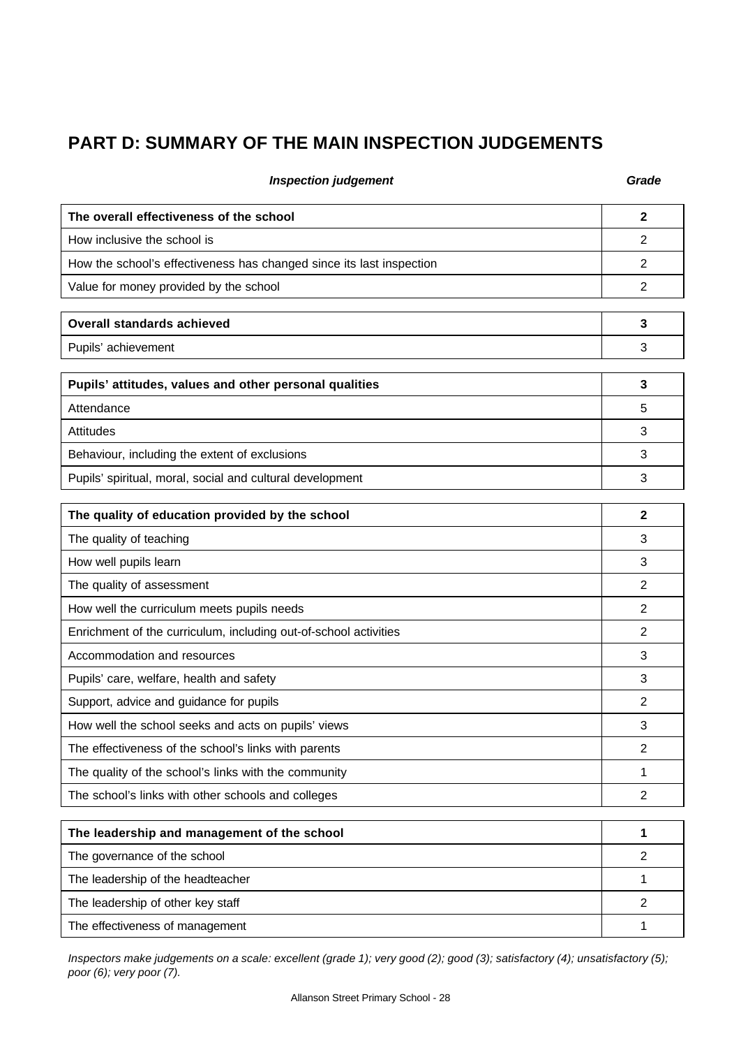## PART D: SUMMARY OF THE MAIN INSPECTION JUDGEMENTS

| *Inspection judgement* | *Grade* |
| --- | --- |
| **The overall effectiveness of the school** | **2** |
| How inclusive the school is | 2 |
| How the school's effectiveness has changed since its last inspection | 2 |
| Value for money provided by the school | 2 |
| **Overall standards achieved** | **3** |
| Pupils' achievement | 3 |
| **Pupils' attitudes, values and other personal qualities** | **3** |
| Attendance | 5 |
| Attitudes | 3 |
| Behaviour, including the extent of exclusions | 3 |
| Pupils' spiritual, moral, social and cultural development | 3 |
| **The quality of education provided by the school** | **2** |
| The quality of teaching | 3 |
| How well pupils learn | 3 |
| The quality of assessment | 2 |
| How well the curriculum meets pupils needs | 2 |
| Enrichment of the curriculum, including out-of-school activities | 2 |
| Accommodation and resources | 3 |
| Pupils' care, welfare, health and safety | 3 |
| Support, advice and guidance for pupils | 2 |
| How well the school seeks and acts on pupils' views | 3 |
| The effectiveness of the school's links with parents | 2 |
| The quality of the school's links with the community | 1 |
| The school's links with other schools and colleges | 2 |
| **The leadership and management of the school** | **1** |
| The governance of the school | 2 |
| The leadership of the headteacher | 1 |
| The leadership of other key staff | 2 |
| The effectiveness of management | 1 |

*Inspectors make judgements on a scale: excellent (grade 1); very good (2); good (3); satisfactory (4); unsatisfactory (5); poor (6); very poor (7).*